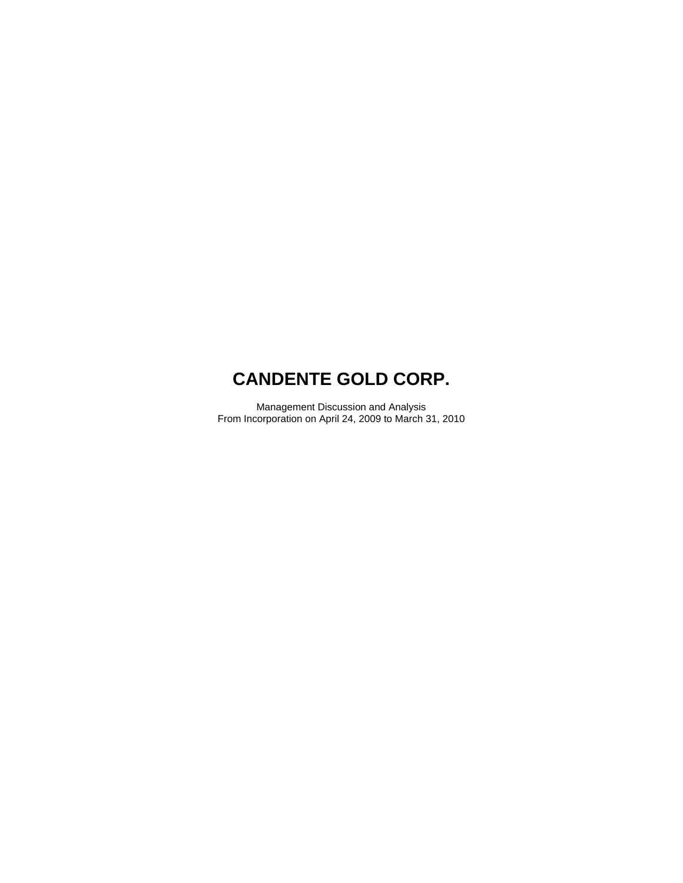# CANDENTE GOLD CORP.

Management Discussion and Analysis
From Incorporation on April 24, 2009 to March 31, 2010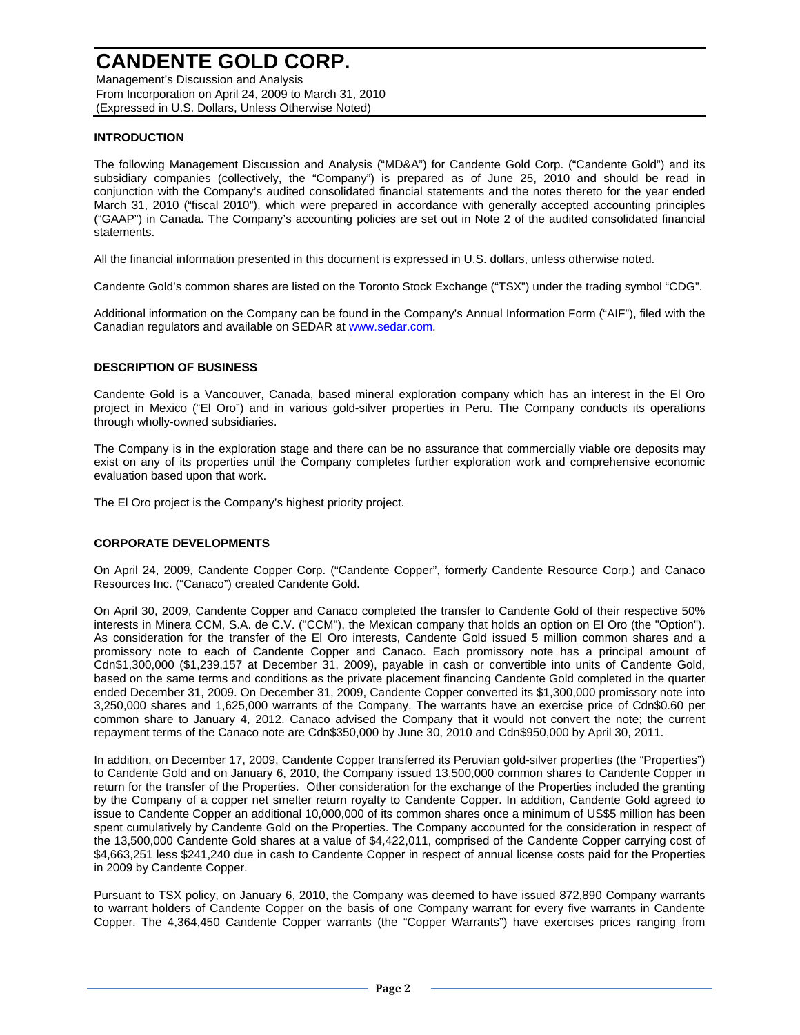# CANDENTE GOLD CORP.

Management's Discussion and Analysis
From Incorporation on April 24, 2009 to March 31, 2010
(Expressed in U.S. Dollars, Unless Otherwise Noted)

## INTRODUCTION

The following Management Discussion and Analysis ("MD&A") for Candente Gold Corp. ("Candente Gold") and its subsidiary companies (collectively, the "Company") is prepared as of June 25, 2010 and should be read in conjunction with the Company's audited consolidated financial statements and the notes thereto for the year ended March 31, 2010 ("fiscal 2010"), which were prepared in accordance with generally accepted accounting principles ("GAAP") in Canada. The Company's accounting policies are set out in Note 2 of the audited consolidated financial statements.

All the financial information presented in this document is expressed in U.S. dollars, unless otherwise noted.

Candente Gold's common shares are listed on the Toronto Stock Exchange ("TSX") under the trading symbol "CDG".

Additional information on the Company can be found in the Company's Annual Information Form ("AIF"), filed with the Canadian regulators and available on SEDAR at www.sedar.com.

## DESCRIPTION OF BUSINESS

Candente Gold is a Vancouver, Canada, based mineral exploration company which has an interest in the El Oro project in Mexico ("El Oro") and in various gold-silver properties in Peru. The Company conducts its operations through wholly-owned subsidiaries.

The Company is in the exploration stage and there can be no assurance that commercially viable ore deposits may exist on any of its properties until the Company completes further exploration work and comprehensive economic evaluation based upon that work.

The El Oro project is the Company's highest priority project.

## CORPORATE DEVELOPMENTS

On April 24, 2009, Candente Copper Corp. ("Candente Copper", formerly Candente Resource Corp.) and Canaco Resources Inc. ("Canaco") created Candente Gold.

On April 30, 2009, Candente Copper and Canaco completed the transfer to Candente Gold of their respective 50% interests in Minera CCM, S.A. de C.V. ("CCM"), the Mexican company that holds an option on El Oro (the "Option"). As consideration for the transfer of the El Oro interests, Candente Gold issued 5 million common shares and a promissory note to each of Candente Copper and Canaco. Each promissory note has a principal amount of Cdn$1,300,000 ($1,239,157 at December 31, 2009), payable in cash or convertible into units of Candente Gold, based on the same terms and conditions as the private placement financing Candente Gold completed in the quarter ended December 31, 2009. On December 31, 2009, Candente Copper converted its $1,300,000 promissory note into 3,250,000 shares and 1,625,000 warrants of the Company. The warrants have an exercise price of Cdn$0.60 per common share to January 4, 2012. Canaco advised the Company that it would not convert the note; the current repayment terms of the Canaco note are Cdn$350,000 by June 30, 2010 and Cdn$950,000 by April 30, 2011.

In addition, on December 17, 2009, Candente Copper transferred its Peruvian gold-silver properties (the "Properties") to Candente Gold and on January 6, 2010, the Company issued 13,500,000 common shares to Candente Copper in return for the transfer of the Properties. Other consideration for the exchange of the Properties included the granting by the Company of a copper net smelter return royalty to Candente Copper. In addition, Candente Gold agreed to issue to Candente Copper an additional 10,000,000 of its common shares once a minimum of US$5 million has been spent cumulatively by Candente Gold on the Properties. The Company accounted for the consideration in respect of the 13,500,000 Candente Gold shares at a value of $4,422,011, comprised of the Candente Copper carrying cost of $4,663,251 less $241,240 due in cash to Candente Copper in respect of annual license costs paid for the Properties in 2009 by Candente Copper.

Pursuant to TSX policy, on January 6, 2010, the Company was deemed to have issued 872,890 Company warrants to warrant holders of Candente Copper on the basis of one Company warrant for every five warrants in Candente Copper. The 4,364,450 Candente Copper warrants (the "Copper Warrants") have exercises prices ranging from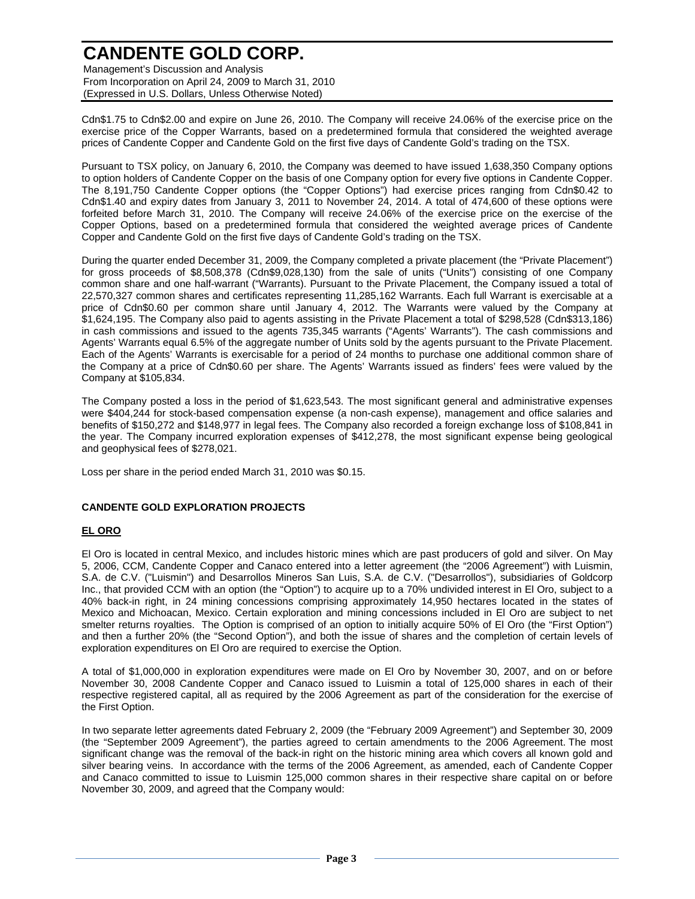Cdn$1.75 to Cdn$2.00 and expire on June 26, 2010. The Company will receive 24.06% of the exercise price on the exercise price of the Copper Warrants, based on a predetermined formula that considered the weighted average prices of Candente Copper and Candente Gold on the first five days of Candente Gold's trading on the TSX.

Pursuant to TSX policy, on January 6, 2010, the Company was deemed to have issued 1,638,350 Company options to option holders of Candente Copper on the basis of one Company option for every five options in Candente Copper. The 8,191,750 Candente Copper options (the "Copper Options") had exercise prices ranging from Cdn$0.42 to Cdn$1.40 and expiry dates from January 3, 2011 to November 24, 2014. A total of 474,600 of these options were forfeited before March 31, 2010. The Company will receive 24.06% of the exercise price on the exercise of the Copper Options, based on a predetermined formula that considered the weighted average prices of Candente Copper and Candente Gold on the first five days of Candente Gold's trading on the TSX.

During the quarter ended December 31, 2009, the Company completed a private placement (the "Private Placement") for gross proceeds of $8,508,378 (Cdn$9,028,130) from the sale of units ("Units") consisting of one Company common share and one half-warrant ("Warrants). Pursuant to the Private Placement, the Company issued a total of 22,570,327 common shares and certificates representing 11,285,162 Warrants. Each full Warrant is exercisable at a price of Cdn$0.60 per common share until January 4, 2012. The Warrants were valued by the Company at $1,624,195. The Company also paid to agents assisting in the Private Placement a total of $298,528 (Cdn$313,186) in cash commissions and issued to the agents 735,345 warrants ("Agents' Warrants"). The cash commissions and Agents' Warrants equal 6.5% of the aggregate number of Units sold by the agents pursuant to the Private Placement. Each of the Agents' Warrants is exercisable for a period of 24 months to purchase one additional common share of the Company at a price of Cdn$0.60 per share. The Agents' Warrants issued as finders' fees were valued by the Company at $105,834.

The Company posted a loss in the period of $1,623,543. The most significant general and administrative expenses were $404,244 for stock-based compensation expense (a non-cash expense), management and office salaries and benefits of $150,272 and $148,977 in legal fees. The Company also recorded a foreign exchange loss of $108,841 in the year. The Company incurred exploration expenses of $412,278, the most significant expense being geological and geophysical fees of $278,021.

Loss per share in the period ended March 31, 2010 was $0.15.

## CANDENTE GOLD EXPLORATION PROJECTS

### EL ORO

El Oro is located in central Mexico, and includes historic mines which are past producers of gold and silver. On May 5, 2006, CCM, Candente Copper and Canaco entered into a letter agreement (the "2006 Agreement") with Luismin, S.A. de C.V. ("Luismin") and Desarrollos Mineros San Luis, S.A. de C.V. ("Desarrollos"), subsidiaries of Goldcorp Inc., that provided CCM with an option (the "Option") to acquire up to a 70% undivided interest in El Oro, subject to a 40% back-in right, in 24 mining concessions comprising approximately 14,950 hectares located in the states of Mexico and Michoacan, Mexico. Certain exploration and mining concessions included in El Oro are subject to net smelter returns royalties. The Option is comprised of an option to initially acquire 50% of El Oro (the "First Option") and then a further 20% (the "Second Option"), and both the issue of shares and the completion of certain levels of exploration expenditures on El Oro are required to exercise the Option.

A total of $1,000,000 in exploration expenditures were made on El Oro by November 30, 2007, and on or before November 30, 2008 Candente Copper and Canaco issued to Luismin a total of 125,000 shares in each of their respective registered capital, all as required by the 2006 Agreement as part of the consideration for the exercise of the First Option.

In two separate letter agreements dated February 2, 2009 (the "February 2009 Agreement") and September 30, 2009 (the "September 2009 Agreement"), the parties agreed to certain amendments to the 2006 Agreement. The most significant change was the removal of the back-in right on the historic mining area which covers all known gold and silver bearing veins. In accordance with the terms of the 2006 Agreement, as amended, each of Candente Copper and Canaco committed to issue to Luismin 125,000 common shares in their respective share capital on or before November 30, 2009, and agreed that the Company would: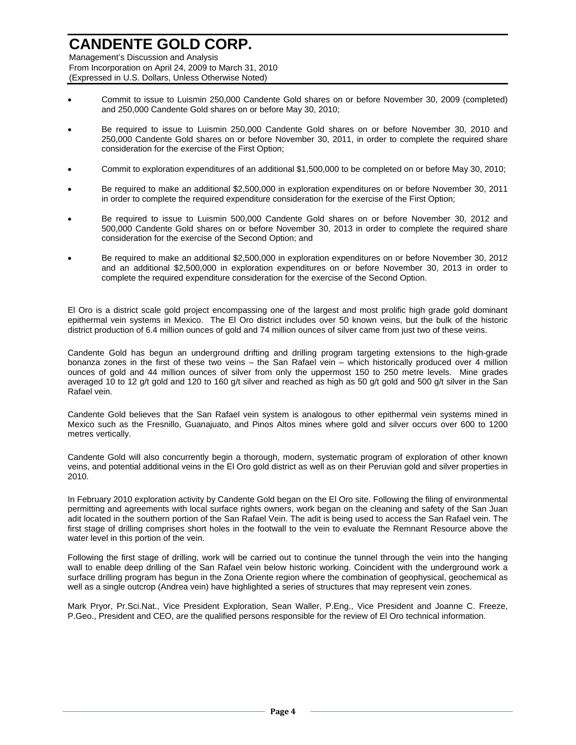- Commit to issue to Luismin 250,000 Candente Gold shares on or before November 30, 2009 (completed) and 250,000 Candente Gold shares on or before May 30, 2010;
- Be required to issue to Luismin 250,000 Candente Gold shares on or before November 30, 2010 and 250,000 Candente Gold shares on or before November 30, 2011, in order to complete the required share consideration for the exercise of the First Option;
- Commit to exploration expenditures of an additional $1,500,000 to be completed on or before May 30, 2010;
- Be required to make an additional $2,500,000 in exploration expenditures on or before November 30, 2011 in order to complete the required expenditure consideration for the exercise of the First Option;
- Be required to issue to Luismin 500,000 Candente Gold shares on or before November 30, 2012 and 500,000 Candente Gold shares on or before November 30, 2013 in order to complete the required share consideration for the exercise of the Second Option; and
- Be required to make an additional $2,500,000 in exploration expenditures on or before November 30, 2012 and an additional $2,500,000 in exploration expenditures on or before November 30, 2013 in order to complete the required expenditure consideration for the exercise of the Second Option.

El Oro is a district scale gold project encompassing one of the largest and most prolific high grade gold dominant epithermal vein systems in Mexico. The El Oro district includes over 50 known veins, but the bulk of the historic district production of 6.4 million ounces of gold and 74 million ounces of silver came from just two of these veins.

Candente Gold has begun an underground drifting and drilling program targeting extensions to the high-grade bonanza zones in the first of these two veins – the San Rafael vein – which historically produced over 4 million ounces of gold and 44 million ounces of silver from only the uppermost 150 to 250 metre levels. Mine grades averaged 10 to 12 g/t gold and 120 to 160 g/t silver and reached as high as 50 g/t gold and 500 g/t silver in the San Rafael vein.

Candente Gold believes that the San Rafael vein system is analogous to other epithermal vein systems mined in Mexico such as the Fresnillo, Guanajuato, and Pinos Altos mines where gold and silver occurs over 600 to 1200 metres vertically.

Candente Gold will also concurrently begin a thorough, modern, systematic program of exploration of other known veins, and potential additional veins in the El Oro gold district as well as on their Peruvian gold and silver properties in 2010.

In February 2010 exploration activity by Candente Gold began on the El Oro site. Following the filing of environmental permitting and agreements with local surface rights owners, work began on the cleaning and safety of the San Juan adit located in the southern portion of the San Rafael Vein. The adit is being used to access the San Rafael vein. The first stage of drilling comprises short holes in the footwall to the vein to evaluate the Remnant Resource above the water level in this portion of the vein.

Following the first stage of drilling, work will be carried out to continue the tunnel through the vein into the hanging wall to enable deep drilling of the San Rafael vein below historic working. Coincident with the underground work a surface drilling program has begun in the Zona Oriente region where the combination of geophysical, geochemical as well as a single outcrop (Andrea vein) have highlighted a series of structures that may represent vein zones.

Mark Pryor, Pr.Sci.Nat., Vice President Exploration, Sean Waller, P.Eng., Vice President and Joanne C. Freeze, P.Geo., President and CEO, are the qualified persons responsible for the review of El Oro technical information.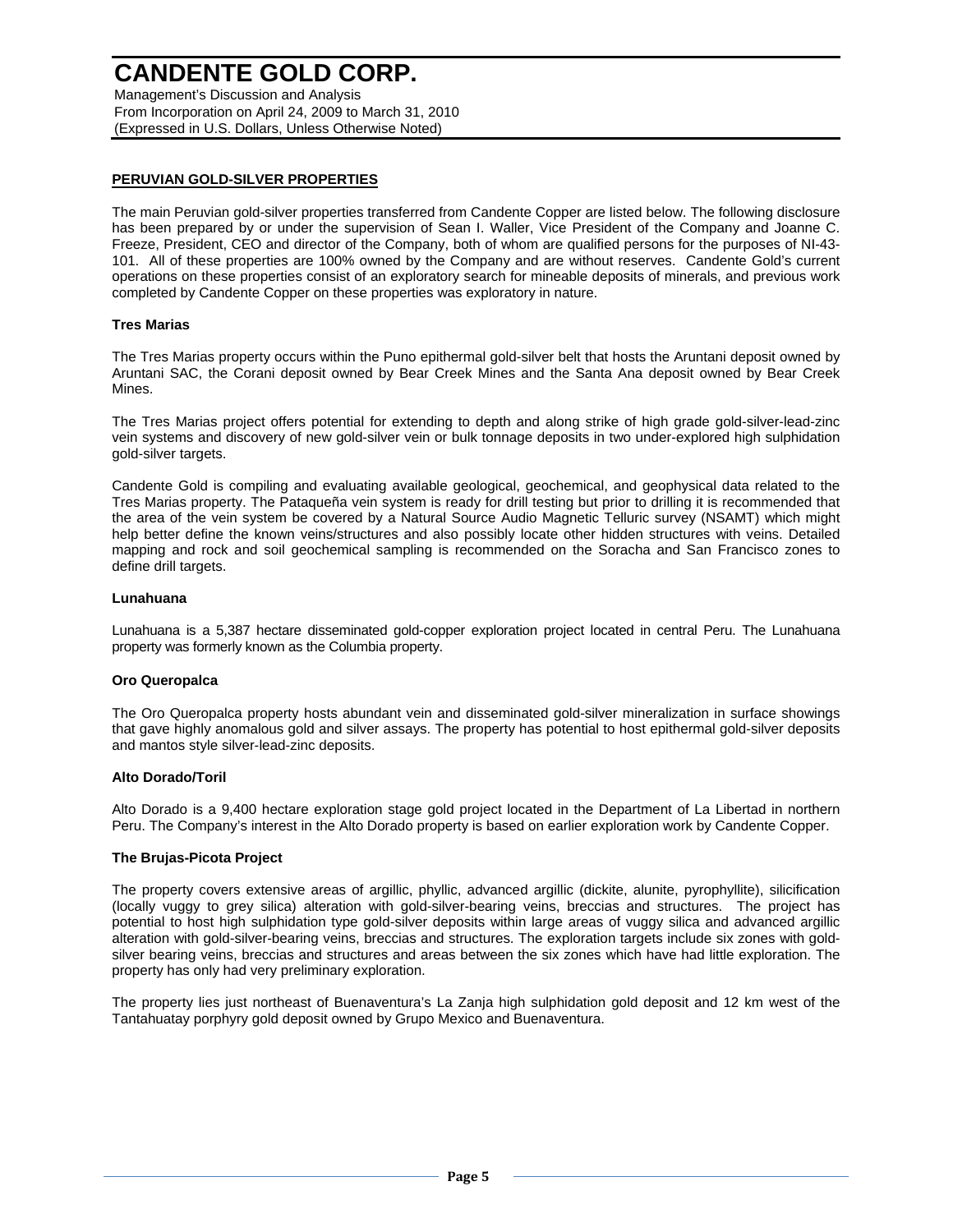## PERUVIAN GOLD-SILVER PROPERTIES

The main Peruvian gold-silver properties transferred from Candente Copper are listed below. The following disclosure has been prepared by or under the supervision of Sean I. Waller, Vice President of the Company and Joanne C. Freeze, President, CEO and director of the Company, both of whom are qualified persons for the purposes of NI-43-101. All of these properties are 100% owned by the Company and are without reserves. Candente Gold's current operations on these properties consist of an exploratory search for mineable deposits of minerals, and previous work completed by Candente Copper on these properties was exploratory in nature.

### Tres Marias

The Tres Marias property occurs within the Puno epithermal gold-silver belt that hosts the Aruntani deposit owned by Aruntani SAC, the Corani deposit owned by Bear Creek Mines and the Santa Ana deposit owned by Bear Creek Mines.

The Tres Marias project offers potential for extending to depth and along strike of high grade gold-silver-lead-zinc vein systems and discovery of new gold-silver vein or bulk tonnage deposits in two under-explored high sulphidation gold-silver targets.

Candente Gold is compiling and evaluating available geological, geochemical, and geophysical data related to the Tres Marias property. The Pataqueña vein system is ready for drill testing but prior to drilling it is recommended that the area of the vein system be covered by a Natural Source Audio Magnetic Telluric survey (NSAMT) which might help better define the known veins/structures and also possibly locate other hidden structures with veins. Detailed mapping and rock and soil geochemical sampling is recommended on the Soracha and San Francisco zones to define drill targets.

### Lunahuana

Lunahuana is a 5,387 hectare disseminated gold-copper exploration project located in central Peru. The Lunahuana property was formerly known as the Columbia property.

### Oro Queropalca

The Oro Queropalca property hosts abundant vein and disseminated gold-silver mineralization in surface showings that gave highly anomalous gold and silver assays. The property has potential to host epithermal gold-silver deposits and mantos style silver-lead-zinc deposits.

### Alto Dorado/Toril

Alto Dorado is a 9,400 hectare exploration stage gold project located in the Department of La Libertad in northern Peru. The Company's interest in the Alto Dorado property is based on earlier exploration work by Candente Copper.

### The Brujas-Picota Project

The property covers extensive areas of argillic, phyllic, advanced argillic (dickite, alunite, pyrophyllite), silicification (locally vuggy to grey silica) alteration with gold-silver-bearing veins, breccias and structures. The project has potential to host high sulphidation type gold-silver deposits within large areas of vuggy silica and advanced argillic alteration with gold-silver-bearing veins, breccias and structures. The exploration targets include six zones with gold-silver bearing veins, breccias and structures and areas between the six zones which have had little exploration. The property has only had very preliminary exploration.

The property lies just northeast of Buenaventura's La Zanja high sulphidation gold deposit and 12 km west of the Tantahuatay porphyry gold deposit owned by Grupo Mexico and Buenaventura.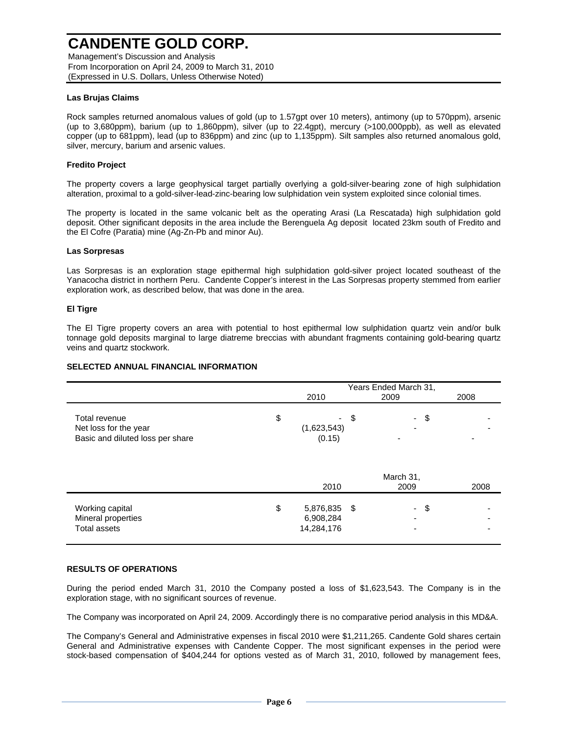### Las Brujas Claims

Rock samples returned anomalous values of gold (up to 1.57gpt over 10 meters), antimony (up to 570ppm), arsenic (up to 3,680ppm), barium (up to 1,860ppm), silver (up to 22.4gpt), mercury (>100,000ppb), as well as elevated copper (up to 681ppm), lead (up to 836ppm) and zinc (up to 1,135ppm). Silt samples also returned anomalous gold, silver, mercury, barium and arsenic values.

### Fredito Project

The property covers a large geophysical target partially overlying a gold-silver-bearing zone of high sulphidation alteration, proximal to a gold-silver-lead-zinc-bearing low sulphidation vein system exploited since colonial times.

The property is located in the same volcanic belt as the operating Arasi (La Rescatada) high sulphidation gold deposit. Other significant deposits in the area include the Berenguela Ag deposit located 23km south of Fredito and the El Cofre (Paratia) mine (Ag-Zn-Pb and minor Au).

### Las Sorpresas

Las Sorpresas is an exploration stage epithermal high sulphidation gold-silver project located southeast of the Yanacocha district in northern Peru. Candente Copper's interest in the Las Sorpresas property stemmed from earlier exploration work, as described below, that was done in the area.

### El Tigre

The El Tigre property covers an area with potential to host epithermal low sulphidation quartz vein and/or bulk tonnage gold deposits marginal to large diatreme breccias with abundant fragments containing gold-bearing quartz veins and quartz stockwork.

## SELECTED ANNUAL FINANCIAL INFORMATION

| | Years Ended March 31, | | |
|---|---|---|---|
| | 2010 | 2009 | 2008 |
| Total revenue | $ - | $ - | $ - |
| Net loss for the year | (1,623,543) | - | - |
| Basic and diluted loss per share | (0.15) | - | - |

| | March 31, | | |
|---|---|---|---|
| | 2010 | 2009 | 2008 |
| Working capital | $ 5,876,835 | $ - | $ - |
| Mineral properties | 6,908,284 | - | - |
| Total assets | 14,284,176 | - | - |

## RESULTS OF OPERATIONS

During the period ended March 31, 2010 the Company posted a loss of $1,623,543. The Company is in the exploration stage, with no significant sources of revenue.

The Company was incorporated on April 24, 2009. Accordingly there is no comparative period analysis in this MD&A.

The Company's General and Administrative expenses in fiscal 2010 were $1,211,265. Candente Gold shares certain General and Administrative expenses with Candente Copper. The most significant expenses in the period were stock-based compensation of $404,244 for options vested as of March 31, 2010, followed by management fees,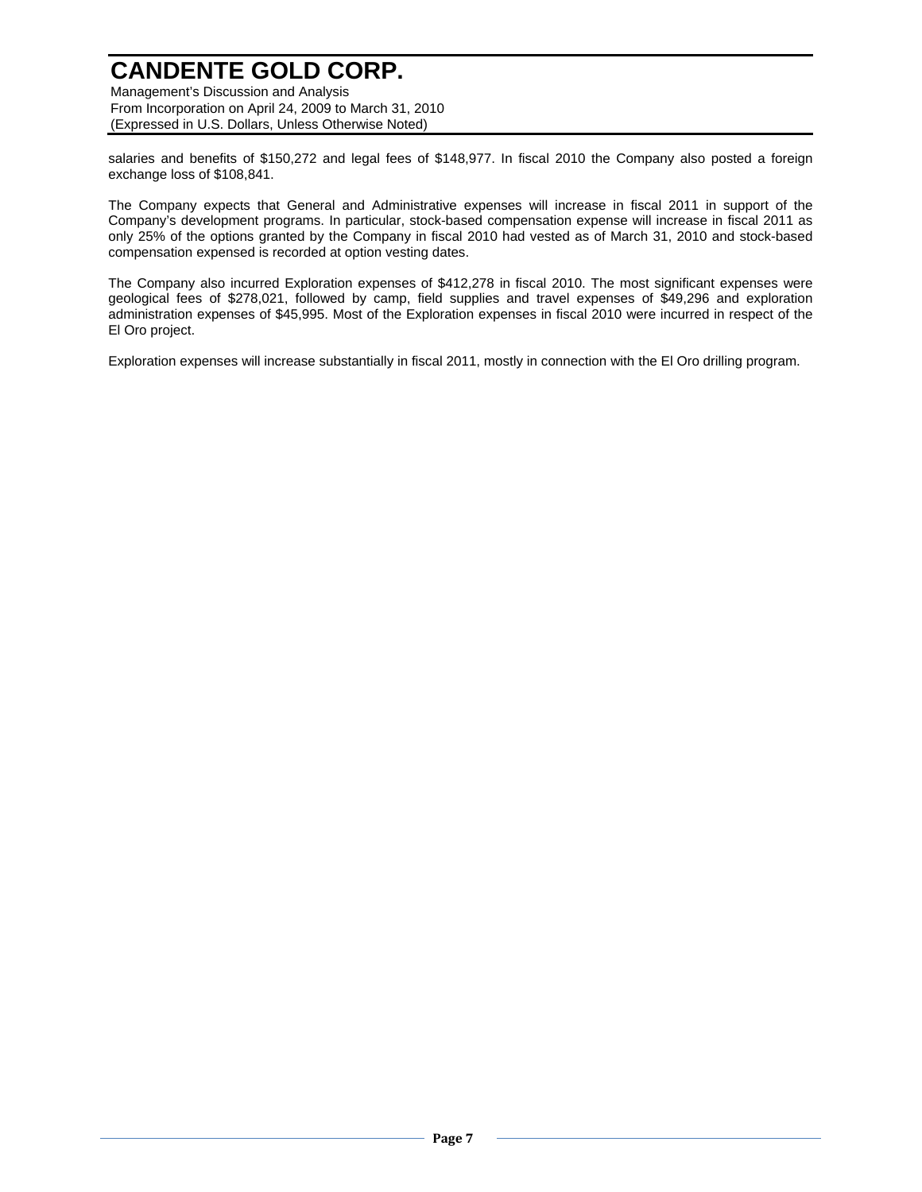salaries and benefits of $150,272 and legal fees of $148,977. In fiscal 2010 the Company also posted a foreign exchange loss of $108,841.

The Company expects that General and Administrative expenses will increase in fiscal 2011 in support of the Company's development programs. In particular, stock-based compensation expense will increase in fiscal 2011 as only 25% of the options granted by the Company in fiscal 2010 had vested as of March 31, 2010 and stock-based compensation expensed is recorded at option vesting dates.

The Company also incurred Exploration expenses of $412,278 in fiscal 2010. The most significant expenses were geological fees of $278,021, followed by camp, field supplies and travel expenses of $49,296 and exploration administration expenses of $45,995. Most of the Exploration expenses in fiscal 2010 were incurred in respect of the El Oro project.

Exploration expenses will increase substantially in fiscal 2011, mostly in connection with the El Oro drilling program.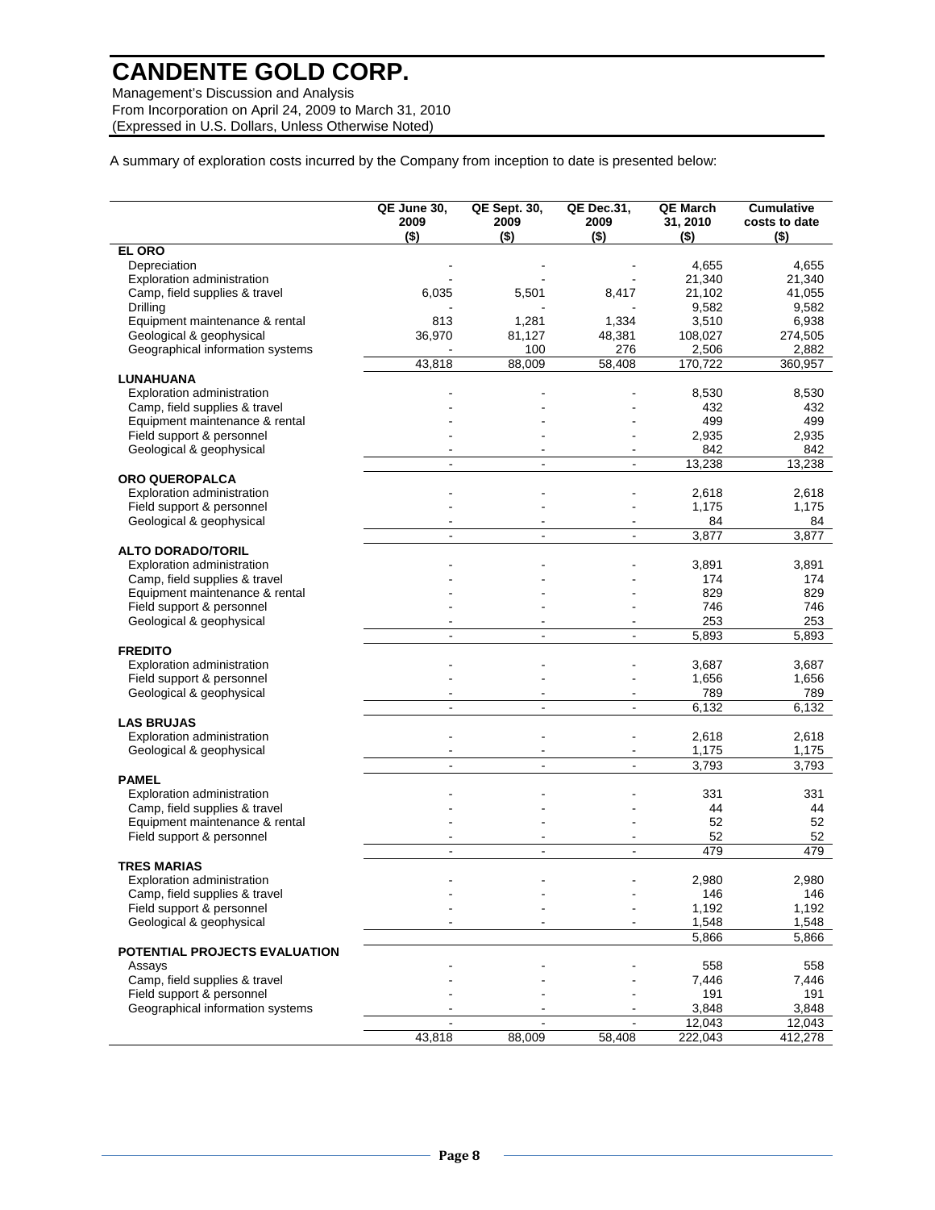A summary of exploration costs incurred by the Company from inception to date is presented below:

| | QE June 30, 2009 ($) | QE Sept. 30, 2009 ($) | QE Dec.31, 2009 ($) | QE March 31, 2010 ($) | Cumulative costs to date ($) |
|---|---|---|---|---|---|
| **EL ORO** | | | | | |
| Depreciation | - | - | - | 4,655 | 4,655 |
| Exploration administration | - | - | - | 21,340 | 21,340 |
| Camp, field supplies & travel | 6,035 | 5,501 | 8,417 | 21,102 | 41,055 |
| Drilling | - | - | - | 9,582 | 9,582 |
| Equipment maintenance & rental | 813 | 1,281 | 1,334 | 3,510 | 6,938 |
| Geological & geophysical | 36,970 | 81,127 | 48,381 | 108,027 | 274,505 |
| Geographical information systems | - | 100 | 276 | 2,506 | 2,882 |
| | 43,818 | 88,009 | 58,408 | 170,722 | 360,957 |
| **LUNAHUANA** | | | | | |
| Exploration administration | - | - | - | 8,530 | 8,530 |
| Camp, field supplies & travel | - | - | - | 432 | 432 |
| Equipment maintenance & rental | - | - | - | 499 | 499 |
| Field support & personnel | - | - | - | 2,935 | 2,935 |
| Geological & geophysical | - | - | - | 842 | 842 |
| | - | - | - | 13,238 | 13,238 |
| **ORO QUEROPALCA** | | | | | |
| Exploration administration | - | - | - | 2,618 | 2,618 |
| Field support & personnel | - | - | - | 1,175 | 1,175 |
| Geological & geophysical | - | - | - | 84 | 84 |
| | - | - | - | 3,877 | 3,877 |
| **ALTO DORADO/TORIL** | | | | | |
| Exploration administration | - | - | - | 3,891 | 3,891 |
| Camp, field supplies & travel | - | - | - | 174 | 174 |
| Equipment maintenance & rental | - | - | - | 829 | 829 |
| Field support & personnel | - | - | - | 746 | 746 |
| Geological & geophysical | - | - | - | 253 | 253 |
| | - | - | - | 5,893 | 5,893 |
| **FREDITO** | | | | | |
| Exploration administration | - | - | - | 3,687 | 3,687 |
| Field support & personnel | - | - | - | 1,656 | 1,656 |
| Geological & geophysical | - | - | - | 789 | 789 |
| | - | - | - | 6,132 | 6,132 |
| **LAS BRUJAS** | | | | | |
| Exploration administration | - | - | - | 2,618 | 2,618 |
| Geological & geophysical | - | - | - | 1,175 | 1,175 |
| | - | - | - | 3,793 | 3,793 |
| **PAMEL** | | | | | |
| Exploration administration | - | - | - | 331 | 331 |
| Camp, field supplies & travel | - | - | - | 44 | 44 |
| Equipment maintenance & rental | - | - | - | 52 | 52 |
| Field support & personnel | - | - | - | 52 | 52 |
| | - | - | - | 479 | 479 |
| **TRES MARIAS** | | | | | |
| Exploration administration | - | - | - | 2,980 | 2,980 |
| Camp, field supplies & travel | - | - | - | 146 | 146 |
| Field support & personnel | - | - | - | 1,192 | 1,192 |
| Geological & geophysical | - | - | - | 1,548 | 1,548 |
| | | | | 5,866 | 5,866 |
| **POTENTIAL PROJECTS EVALUATION** | | | | | |
| Assays | - | - | - | 558 | 558 |
| Camp, field supplies & travel | - | - | - | 7,446 | 7,446 |
| Field support & personnel | - | - | - | 191 | 191 |
| Geographical information systems | - | - | - | 3,848 | 3,848 |
| | - | - | - | 12,043 | 12,043 |
| | 43,818 | 88,009 | 58,408 | 222,043 | 412,278 |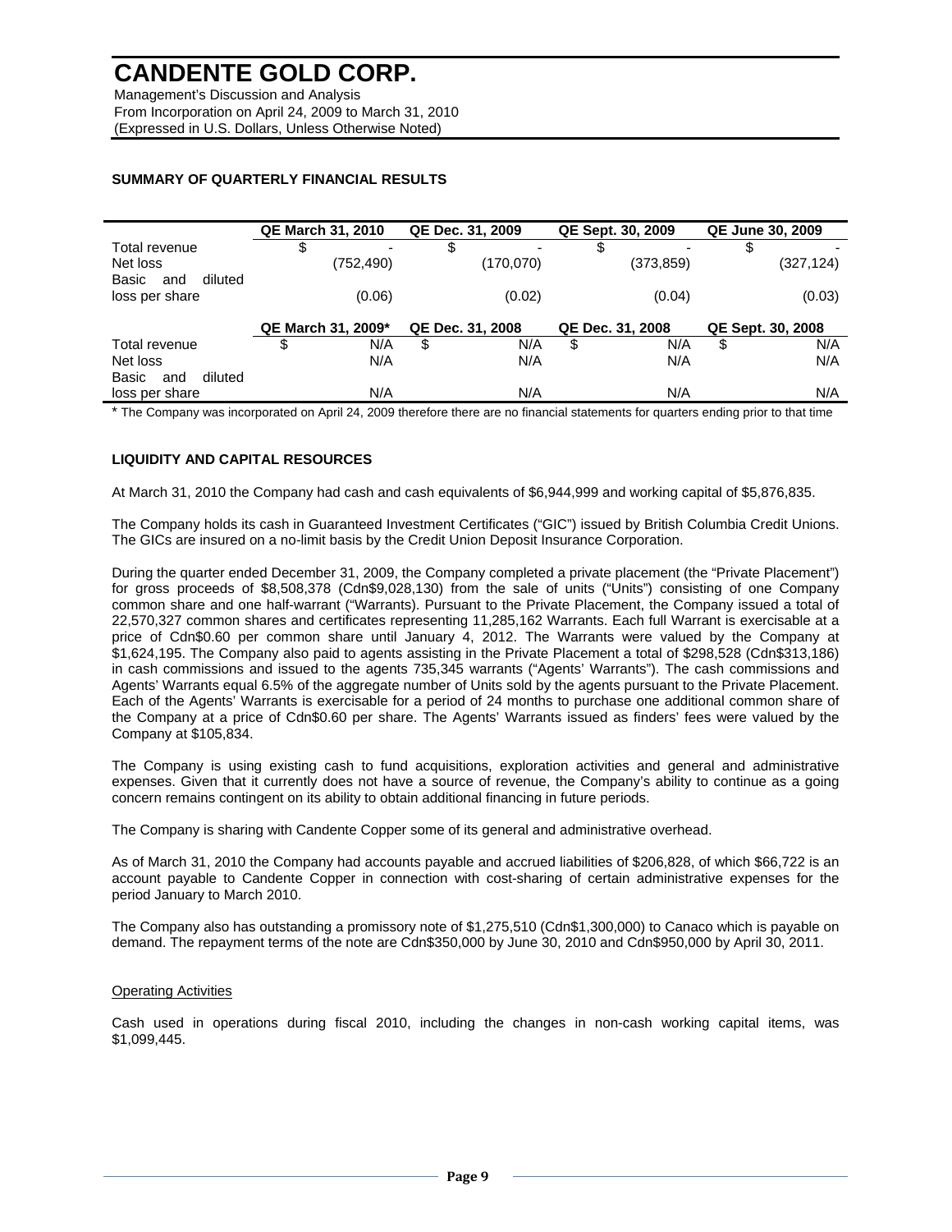# CANDENTE GOLD CORP.

Management's Discussion and Analysis
From Incorporation on April 24, 2009 to March 31, 2010
(Expressed in U.S. Dollars, Unless Otherwise Noted)

**SUMMARY OF QUARTERLY FINANCIAL RESULTS**

| | QE March 31, 2010 | QE Dec. 31, 2009 | QE Sept. 30, 2009 | QE June 30, 2009 |
|---|---|---|---|---|
| Total revenue | $ - | $ - | $ - | $ - |
| Net loss | (752,490) | (170,070) | (373,859) | (327,124) |
| Basic and diluted loss per share | (0.06) | (0.02) | (0.04) | (0.03) |
| | **QE March 31, 2009*** | **QE Dec. 31, 2008** | **QE Dec. 31, 2008** | **QE Sept. 30, 2008** |
| Total revenue | $ N/A | $ N/A | $ N/A | $ N/A |
| Net loss | N/A | N/A | N/A | N/A |
| Basic and diluted loss per share | N/A | N/A | N/A | N/A |

\* The Company was incorporated on April 24, 2009 therefore there are no financial statements for quarters ending prior to that time

**LIQUIDITY AND CAPITAL RESOURCES**

At March 31, 2010 the Company had cash and cash equivalents of $6,944,999 and working capital of $5,876,835.

The Company holds its cash in Guaranteed Investment Certificates ("GIC") issued by British Columbia Credit Unions. The GICs are insured on a no-limit basis by the Credit Union Deposit Insurance Corporation.

During the quarter ended December 31, 2009, the Company completed a private placement (the "Private Placement") for gross proceeds of $8,508,378 (Cdn$9,028,130) from the sale of units ("Units") consisting of one Company common share and one half-warrant ("Warrants). Pursuant to the Private Placement, the Company issued a total of 22,570,327 common shares and certificates representing 11,285,162 Warrants. Each full Warrant is exercisable at a price of Cdn$0.60 per common share until January 4, 2012. The Warrants were valued by the Company at $1,624,195. The Company also paid to agents assisting in the Private Placement a total of $298,528 (Cdn$313,186) in cash commissions and issued to the agents 735,345 warrants ("Agents' Warrants"). The cash commissions and Agents' Warrants equal 6.5% of the aggregate number of Units sold by the agents pursuant to the Private Placement. Each of the Agents' Warrants is exercisable for a period of 24 months to purchase one additional common share of the Company at a price of Cdn$0.60 per share. The Agents' Warrants issued as finders' fees were valued by the Company at $105,834.

The Company is using existing cash to fund acquisitions, exploration activities and general and administrative expenses. Given that it currently does not have a source of revenue, the Company's ability to continue as a going concern remains contingent on its ability to obtain additional financing in future periods.

The Company is sharing with Candente Copper some of its general and administrative overhead.

As of March 31, 2010 the Company had accounts payable and accrued liabilities of $206,828, of which $66,722 is an account payable to Candente Copper in connection with cost-sharing of certain administrative expenses for the period January to March 2010.

The Company also has outstanding a promissory note of $1,275,510 (Cdn$1,300,000) to Canaco which is payable on demand. The repayment terms of the note are Cdn$350,000 by June 30, 2010 and Cdn$950,000 by April 30, 2011.

Operating Activities

Cash used in operations during fiscal 2010, including the changes in non-cash working capital items, was $1,099,445.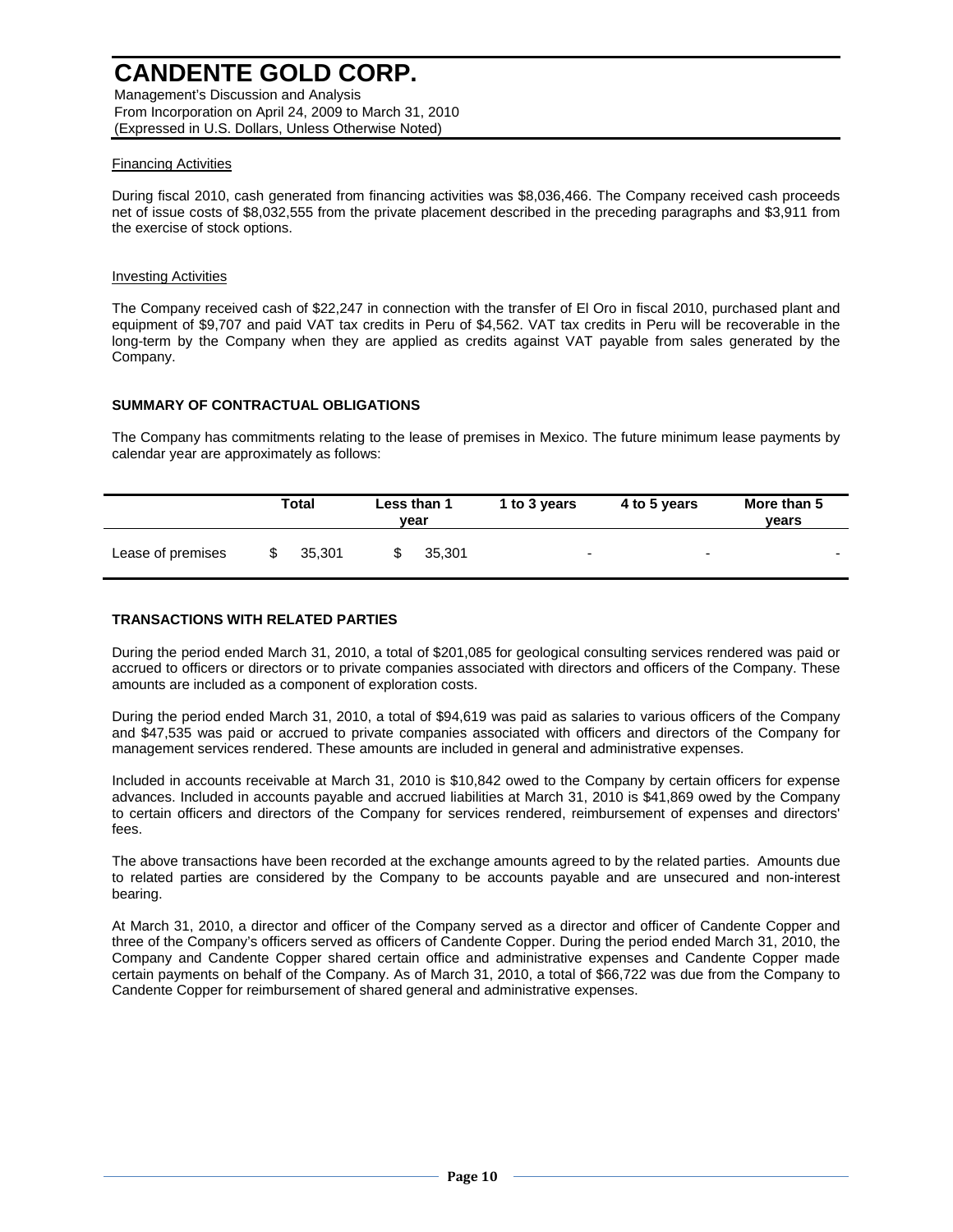Financing Activities

During fiscal 2010, cash generated from financing activities was $8,036,466. The Company received cash proceeds net of issue costs of $8,032,555 from the private placement described in the preceding paragraphs and $3,911 from the exercise of stock options.

Investing Activities

The Company received cash of $22,247 in connection with the transfer of El Oro in fiscal 2010, purchased plant and equipment of $9,707 and paid VAT tax credits in Peru of $4,562. VAT tax credits in Peru will be recoverable in the long-term by the Company when they are applied as credits against VAT payable from sales generated by the Company.

## SUMMARY OF CONTRACTUAL OBLIGATIONS

The Company has commitments relating to the lease of premises in Mexico. The future minimum lease payments by calendar year are approximately as follows:

| | Total | Less than 1 year | 1 to 3 years | 4 to 5 years | More than 5 years |
|---|---|---|---|---|---|
| Lease of premises | $ 35,301 | $ 35,301 | - | - | - |

## TRANSACTIONS WITH RELATED PARTIES

During the period ended March 31, 2010, a total of $201,085 for geological consulting services rendered was paid or accrued to officers or directors or to private companies associated with directors and officers of the Company. These amounts are included as a component of exploration costs.

During the period ended March 31, 2010, a total of $94,619 was paid as salaries to various officers of the Company and $47,535 was paid or accrued to private companies associated with officers and directors of the Company for management services rendered. These amounts are included in general and administrative expenses.

Included in accounts receivable at March 31, 2010 is $10,842 owed to the Company by certain officers for expense advances. Included in accounts payable and accrued liabilities at March 31, 2010 is $41,869 owed by the Company to certain officers and directors of the Company for services rendered, reimbursement of expenses and directors' fees.

The above transactions have been recorded at the exchange amounts agreed to by the related parties. Amounts due to related parties are considered by the Company to be accounts payable and are unsecured and non-interest bearing.

At March 31, 2010, a director and officer of the Company served as a director and officer of Candente Copper and three of the Company's officers served as officers of Candente Copper. During the period ended March 31, 2010, the Company and Candente Copper shared certain office and administrative expenses and Candente Copper made certain payments on behalf of the Company. As of March 31, 2010, a total of $66,722 was due from the Company to Candente Copper for reimbursement of shared general and administrative expenses.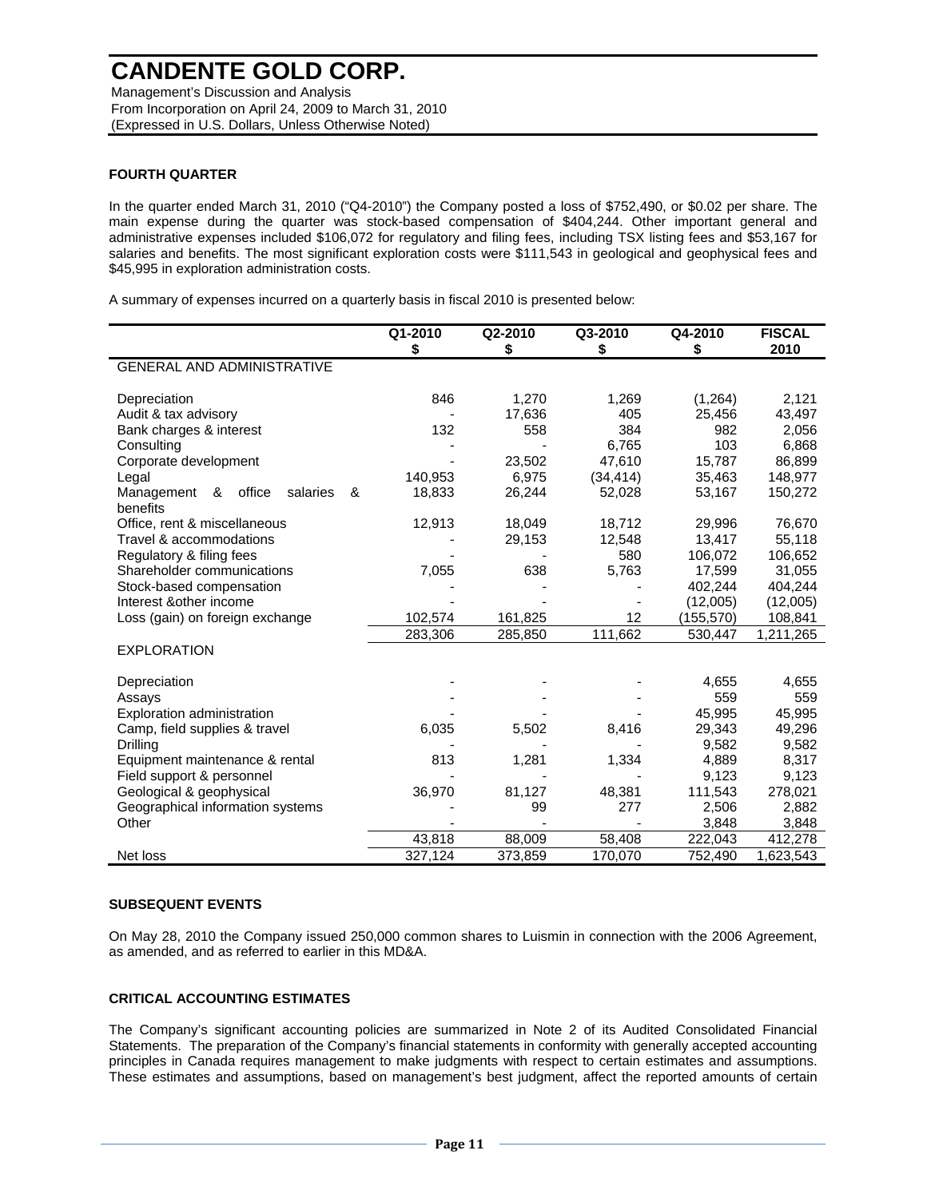#### FOURTH QUARTER

In the quarter ended March 31, 2010 ("Q4-2010") the Company posted a loss of $752,490, or $0.02 per share. The main expense during the quarter was stock-based compensation of $404,244. Other important general and administrative expenses included $106,072 for regulatory and filing fees, including TSX listing fees and $53,167 for salaries and benefits. The most significant exploration costs were $111,543 in geological and geophysical fees and $45,995 in exploration administration costs.

A summary of expenses incurred on a quarterly basis in fiscal 2010 is presented below:

| | Q1-2010 $ | Q2-2010 $ | Q3-2010 $ | Q4-2010 $ | FISCAL 2010 |
|---|---|---|---|---|---|
| GENERAL AND ADMINISTRATIVE | | | | | |
| Depreciation | 846 | 1,270 | 1,269 | (1,264) | 2,121 |
| Audit & tax advisory | - | 17,636 | 405 | 25,456 | 43,497 |
| Bank charges & interest | 132 | 558 | 384 | 982 | 2,056 |
| Consulting | - | - | 6,765 | 103 | 6,868 |
| Corporate development | - | 23,502 | 47,610 | 15,787 | 86,899 |
| Legal | 140,953 | 6,975 | (34,414) | 35,463 | 148,977 |
| Management & office salaries & benefits | 18,833 | 26,244 | 52,028 | 53,167 | 150,272 |
| Office, rent & miscellaneous | 12,913 | 18,049 | 18,712 | 29,996 | 76,670 |
| Travel & accommodations | - | 29,153 | 12,548 | 13,417 | 55,118 |
| Regulatory & filing fees | - | - | 580 | 106,072 | 106,652 |
| Shareholder communications | 7,055 | 638 | 5,763 | 17,599 | 31,055 |
| Stock-based compensation | - | - | - | 402,244 | 404,244 |
| Interest &other income | - | - | - | (12,005) | (12,005) |
| Loss (gain) on foreign exchange | 102,574 | 161,825 | 12 | (155,570) | 108,841 |
| | 283,306 | 285,850 | 111,662 | 530,447 | 1,211,265 |
| EXPLORATION | | | | | |
| Depreciation | - | - | - | 4,655 | 4,655 |
| Assays | - | - | - | 559 | 559 |
| Exploration administration | - | - | - | 45,995 | 45,995 |
| Camp, field supplies & travel | 6,035 | 5,502 | 8,416 | 29,343 | 49,296 |
| Drilling | - | - | - | 9,582 | 9,582 |
| Equipment maintenance & rental | 813 | 1,281 | 1,334 | 4,889 | 8,317 |
| Field support & personnel | - | - | - | 9,123 | 9,123 |
| Geological & geophysical | 36,970 | 81,127 | 48,381 | 111,543 | 278,021 |
| Geographical information systems | - | 99 | 277 | 2,506 | 2,882 |
| Other | - | - | - | 3,848 | 3,848 |
| | 43,818 | 88,009 | 58,408 | 222,043 | 412,278 |
| Net loss | 327,124 | 373,859 | 170,070 | 752,490 | 1,623,543 |

#### SUBSEQUENT EVENTS

On May 28, 2010 the Company issued 250,000 common shares to Luismin in connection with the 2006 Agreement, as amended, and as referred to earlier in this MD&A.

#### CRITICAL ACCOUNTING ESTIMATES

The Company's significant accounting policies are summarized in Note 2 of its Audited Consolidated Financial Statements. The preparation of the Company's financial statements in conformity with generally accepted accounting principles in Canada requires management to make judgments with respect to certain estimates and assumptions. These estimates and assumptions, based on management's best judgment, affect the reported amounts of certain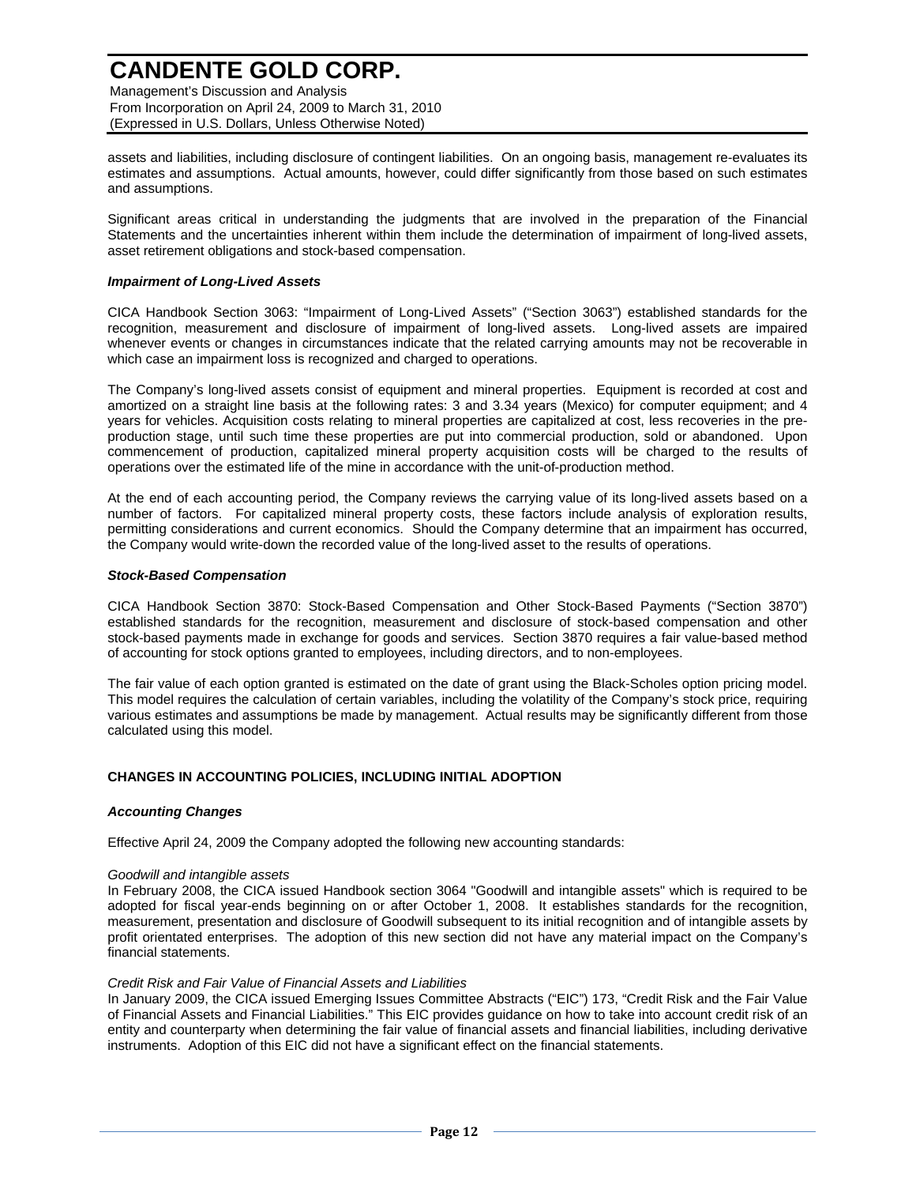assets and liabilities, including disclosure of contingent liabilities. On an ongoing basis, management re-evaluates its estimates and assumptions. Actual amounts, however, could differ significantly from those based on such estimates and assumptions.

Significant areas critical in understanding the judgments that are involved in the preparation of the Financial Statements and the uncertainties inherent within them include the determination of impairment of long-lived assets, asset retirement obligations and stock-based compensation.

***Impairment of Long-Lived Assets***

CICA Handbook Section 3063: "Impairment of Long-Lived Assets" ("Section 3063") established standards for the recognition, measurement and disclosure of impairment of long-lived assets. Long-lived assets are impaired whenever events or changes in circumstances indicate that the related carrying amounts may not be recoverable in which case an impairment loss is recognized and charged to operations.

The Company's long-lived assets consist of equipment and mineral properties. Equipment is recorded at cost and amortized on a straight line basis at the following rates: 3 and 3.34 years (Mexico) for computer equipment; and 4 years for vehicles. Acquisition costs relating to mineral properties are capitalized at cost, less recoveries in the pre-production stage, until such time these properties are put into commercial production, sold or abandoned. Upon commencement of production, capitalized mineral property acquisition costs will be charged to the results of operations over the estimated life of the mine in accordance with the unit-of-production method.

At the end of each accounting period, the Company reviews the carrying value of its long-lived assets based on a number of factors. For capitalized mineral property costs, these factors include analysis of exploration results, permitting considerations and current economics. Should the Company determine that an impairment has occurred, the Company would write-down the recorded value of the long-lived asset to the results of operations.

***Stock-Based Compensation***

CICA Handbook Section 3870: Stock-Based Compensation and Other Stock-Based Payments ("Section 3870") established standards for the recognition, measurement and disclosure of stock-based compensation and other stock-based payments made in exchange for goods and services. Section 3870 requires a fair value-based method of accounting for stock options granted to employees, including directors, and to non-employees.

The fair value of each option granted is estimated on the date of grant using the Black-Scholes option pricing model. This model requires the calculation of certain variables, including the volatility of the Company's stock price, requiring various estimates and assumptions be made by management. Actual results may be significantly different from those calculated using this model.

**CHANGES IN ACCOUNTING POLICIES, INCLUDING INITIAL ADOPTION**

***Accounting Changes***

Effective April 24, 2009 the Company adopted the following new accounting standards:

*Goodwill and intangible assets*
In February 2008, the CICA issued Handbook section 3064 "Goodwill and intangible assets" which is required to be adopted for fiscal year-ends beginning on or after October 1, 2008. It establishes standards for the recognition, measurement, presentation and disclosure of Goodwill subsequent to its initial recognition and of intangible assets by profit orientated enterprises. The adoption of this new section did not have any material impact on the Company's financial statements.

*Credit Risk and Fair Value of Financial Assets and Liabilities*
In January 2009, the CICA issued Emerging Issues Committee Abstracts ("EIC") 173, "Credit Risk and the Fair Value of Financial Assets and Financial Liabilities." This EIC provides guidance on how to take into account credit risk of an entity and counterparty when determining the fair value of financial assets and financial liabilities, including derivative instruments. Adoption of this EIC did not have a significant effect on the financial statements.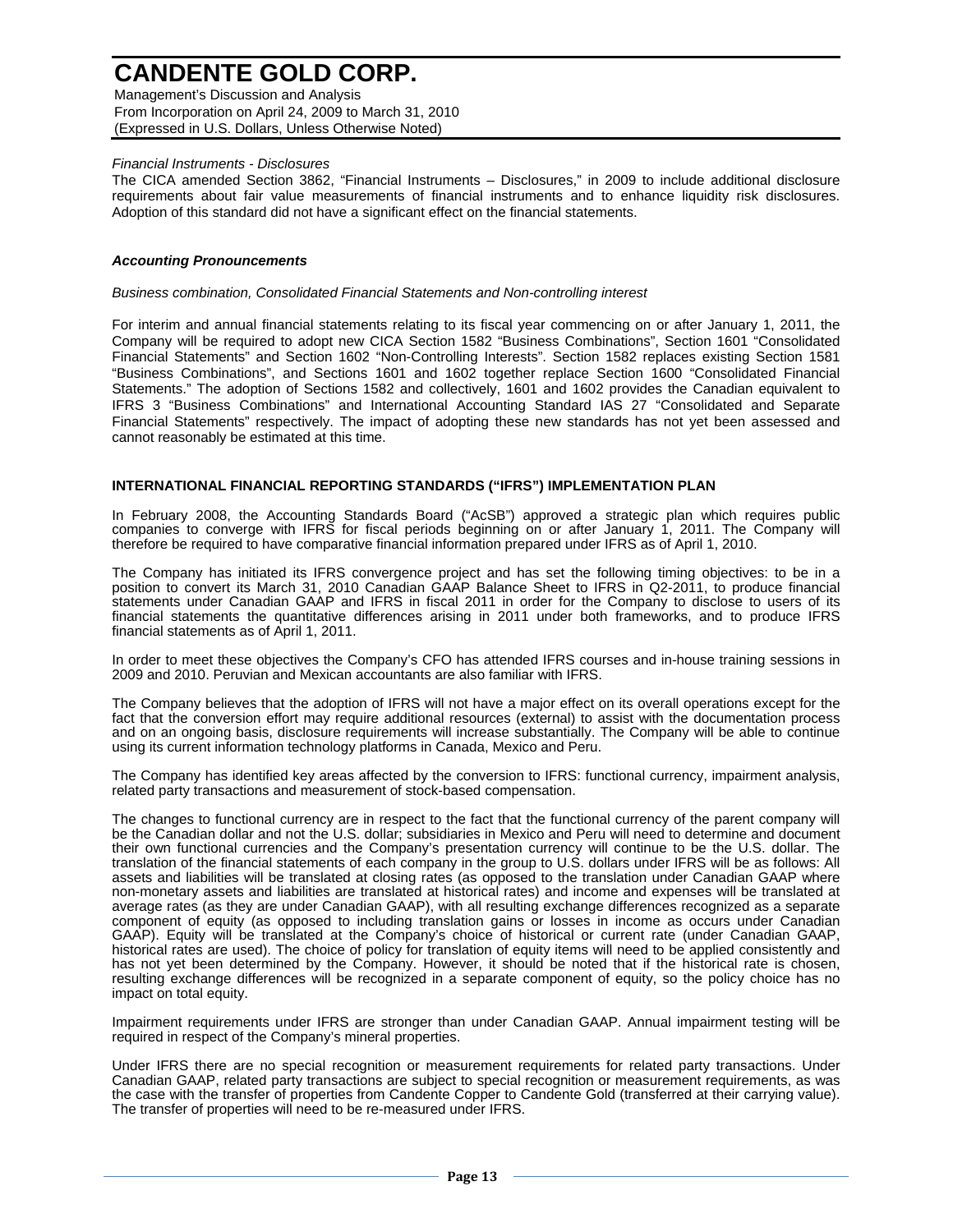*Financial Instruments - Disclosures*

The CICA amended Section 3862, "Financial Instruments – Disclosures," in 2009 to include additional disclosure requirements about fair value measurements of financial instruments and to enhance liquidity risk disclosures. Adoption of this standard did not have a significant effect on the financial statements.

***Accounting Pronouncements***

*Business combination, Consolidated Financial Statements and Non-controlling interest*

For interim and annual financial statements relating to its fiscal year commencing on or after January 1, 2011, the Company will be required to adopt new CICA Section 1582 "Business Combinations", Section 1601 "Consolidated Financial Statements" and Section 1602 "Non-Controlling Interests". Section 1582 replaces existing Section 1581 "Business Combinations", and Sections 1601 and 1602 together replace Section 1600 "Consolidated Financial Statements." The adoption of Sections 1582 and collectively, 1601 and 1602 provides the Canadian equivalent to IFRS 3 "Business Combinations" and International Accounting Standard IAS 27 "Consolidated and Separate Financial Statements" respectively. The impact of adopting these new standards has not yet been assessed and cannot reasonably be estimated at this time.

**INTERNATIONAL FINANCIAL REPORTING STANDARDS ("IFRS") IMPLEMENTATION PLAN**

In February 2008, the Accounting Standards Board ("AcSB") approved a strategic plan which requires public companies to converge with IFRS for fiscal periods beginning on or after January 1, 2011. The Company will therefore be required to have comparative financial information prepared under IFRS as of April 1, 2010.

The Company has initiated its IFRS convergence project and has set the following timing objectives: to be in a position to convert its March 31, 2010 Canadian GAAP Balance Sheet to IFRS in Q2-2011, to produce financial statements under Canadian GAAP and IFRS in fiscal 2011 in order for the Company to disclose to users of its financial statements the quantitative differences arising in 2011 under both frameworks, and to produce IFRS financial statements as of April 1, 2011.

In order to meet these objectives the Company's CFO has attended IFRS courses and in-house training sessions in 2009 and 2010. Peruvian and Mexican accountants are also familiar with IFRS.

The Company believes that the adoption of IFRS will not have a major effect on its overall operations except for the fact that the conversion effort may require additional resources (external) to assist with the documentation process and on an ongoing basis, disclosure requirements will increase substantially. The Company will be able to continue using its current information technology platforms in Canada, Mexico and Peru.

The Company has identified key areas affected by the conversion to IFRS: functional currency, impairment analysis, related party transactions and measurement of stock-based compensation.

The changes to functional currency are in respect to the fact that the functional currency of the parent company will be the Canadian dollar and not the U.S. dollar; subsidiaries in Mexico and Peru will need to determine and document their own functional currencies and the Company's presentation currency will continue to be the U.S. dollar. The translation of the financial statements of each company in the group to U.S. dollars under IFRS will be as follows: All assets and liabilities will be translated at closing rates (as opposed to the translation under Canadian GAAP where non-monetary assets and liabilities are translated at historical rates) and income and expenses will be translated at average rates (as they are under Canadian GAAP), with all resulting exchange differences recognized as a separate component of equity (as opposed to including translation gains or losses in income as occurs under Canadian GAAP). Equity will be translated at the Company's choice of historical or current rate (under Canadian GAAP, historical rates are used). The choice of policy for translation of equity items will need to be applied consistently and has not yet been determined by the Company. However, it should be noted that if the historical rate is chosen, resulting exchange differences will be recognized in a separate component of equity, so the policy choice has no impact on total equity.

Impairment requirements under IFRS are stronger than under Canadian GAAP. Annual impairment testing will be required in respect of the Company's mineral properties.

Under IFRS there are no special recognition or measurement requirements for related party transactions. Under Canadian GAAP, related party transactions are subject to special recognition or measurement requirements, as was the case with the transfer of properties from Candente Copper to Candente Gold (transferred at their carrying value). The transfer of properties will need to be re-measured under IFRS.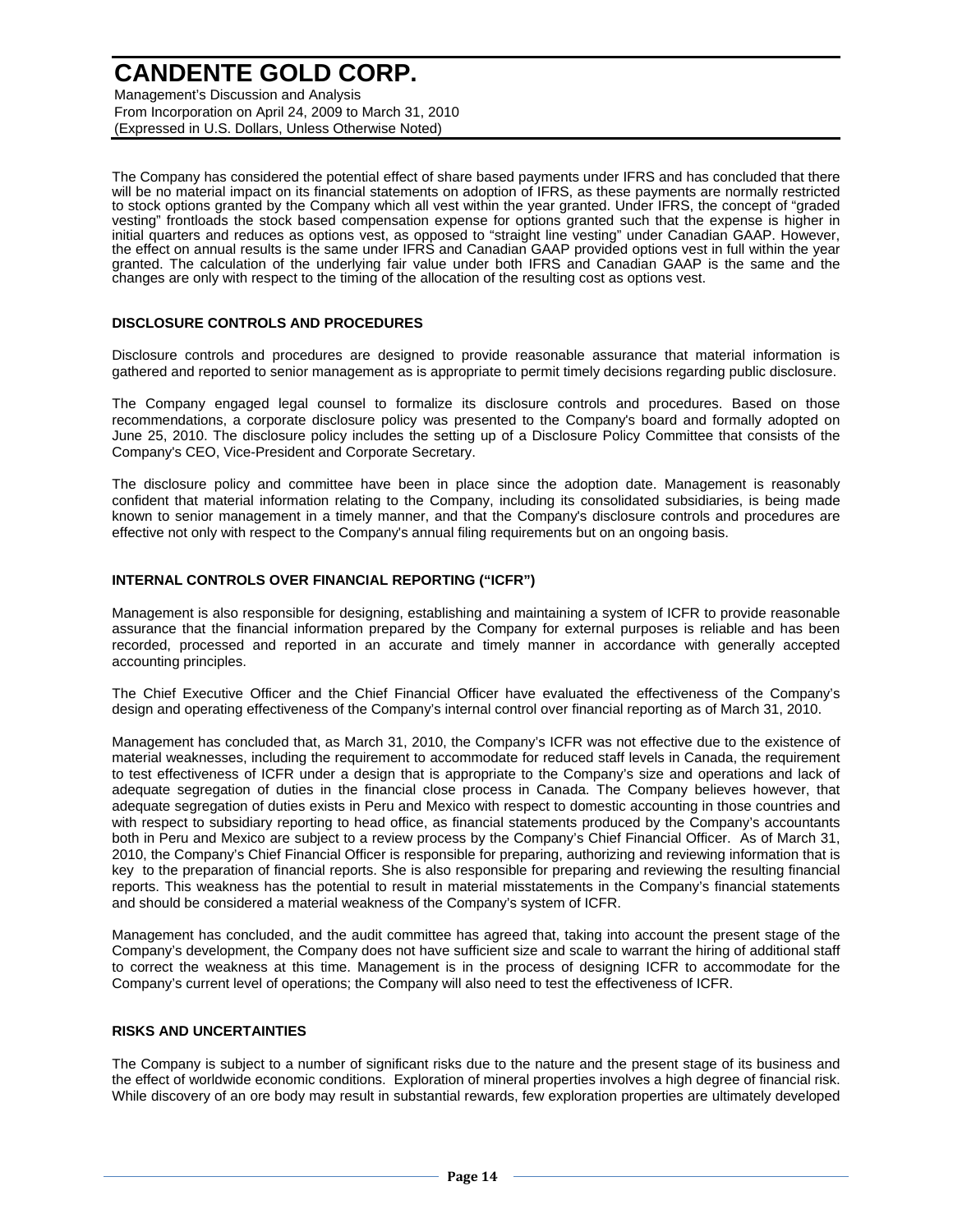The Company has considered the potential effect of share based payments under IFRS and has concluded that there will be no material impact on its financial statements on adoption of IFRS, as these payments are normally restricted to stock options granted by the Company which all vest within the year granted. Under IFRS, the concept of "graded vesting" frontloads the stock based compensation expense for options granted such that the expense is higher in initial quarters and reduces as options vest, as opposed to "straight line vesting" under Canadian GAAP. However, the effect on annual results is the same under IFRS and Canadian GAAP provided options vest in full within the year granted. The calculation of the underlying fair value under both IFRS and Canadian GAAP is the same and the changes are only with respect to the timing of the allocation of the resulting cost as options vest.

## DISCLOSURE CONTROLS AND PROCEDURES

Disclosure controls and procedures are designed to provide reasonable assurance that material information is gathered and reported to senior management as is appropriate to permit timely decisions regarding public disclosure.

The Company engaged legal counsel to formalize its disclosure controls and procedures. Based on those recommendations, a corporate disclosure policy was presented to the Company's board and formally adopted on June 25, 2010. The disclosure policy includes the setting up of a Disclosure Policy Committee that consists of the Company's CEO, Vice-President and Corporate Secretary.

The disclosure policy and committee have been in place since the adoption date. Management is reasonably confident that material information relating to the Company, including its consolidated subsidiaries, is being made known to senior management in a timely manner, and that the Company's disclosure controls and procedures are effective not only with respect to the Company's annual filing requirements but on an ongoing basis.

## INTERNAL CONTROLS OVER FINANCIAL REPORTING ("ICFR")

Management is also responsible for designing, establishing and maintaining a system of ICFR to provide reasonable assurance that the financial information prepared by the Company for external purposes is reliable and has been recorded, processed and reported in an accurate and timely manner in accordance with generally accepted accounting principles.

The Chief Executive Officer and the Chief Financial Officer have evaluated the effectiveness of the Company's design and operating effectiveness of the Company's internal control over financial reporting as of March 31, 2010.

Management has concluded that, as March 31, 2010, the Company's ICFR was not effective due to the existence of material weaknesses, including the requirement to accommodate for reduced staff levels in Canada, the requirement to test effectiveness of ICFR under a design that is appropriate to the Company's size and operations and lack of adequate segregation of duties in the financial close process in Canada. The Company believes however, that adequate segregation of duties exists in Peru and Mexico with respect to domestic accounting in those countries and with respect to subsidiary reporting to head office, as financial statements produced by the Company's accountants both in Peru and Mexico are subject to a review process by the Company's Chief Financial Officer. As of March 31, 2010, the Company's Chief Financial Officer is responsible for preparing, authorizing and reviewing information that is key to the preparation of financial reports. She is also responsible for preparing and reviewing the resulting financial reports. This weakness has the potential to result in material misstatements in the Company's financial statements and should be considered a material weakness of the Company's system of ICFR.

Management has concluded, and the audit committee has agreed that, taking into account the present stage of the Company's development, the Company does not have sufficient size and scale to warrant the hiring of additional staff to correct the weakness at this time. Management is in the process of designing ICFR to accommodate for the Company's current level of operations; the Company will also need to test the effectiveness of ICFR.

## RISKS AND UNCERTAINTIES

The Company is subject to a number of significant risks due to the nature and the present stage of its business and the effect of worldwide economic conditions. Exploration of mineral properties involves a high degree of financial risk. While discovery of an ore body may result in substantial rewards, few exploration properties are ultimately developed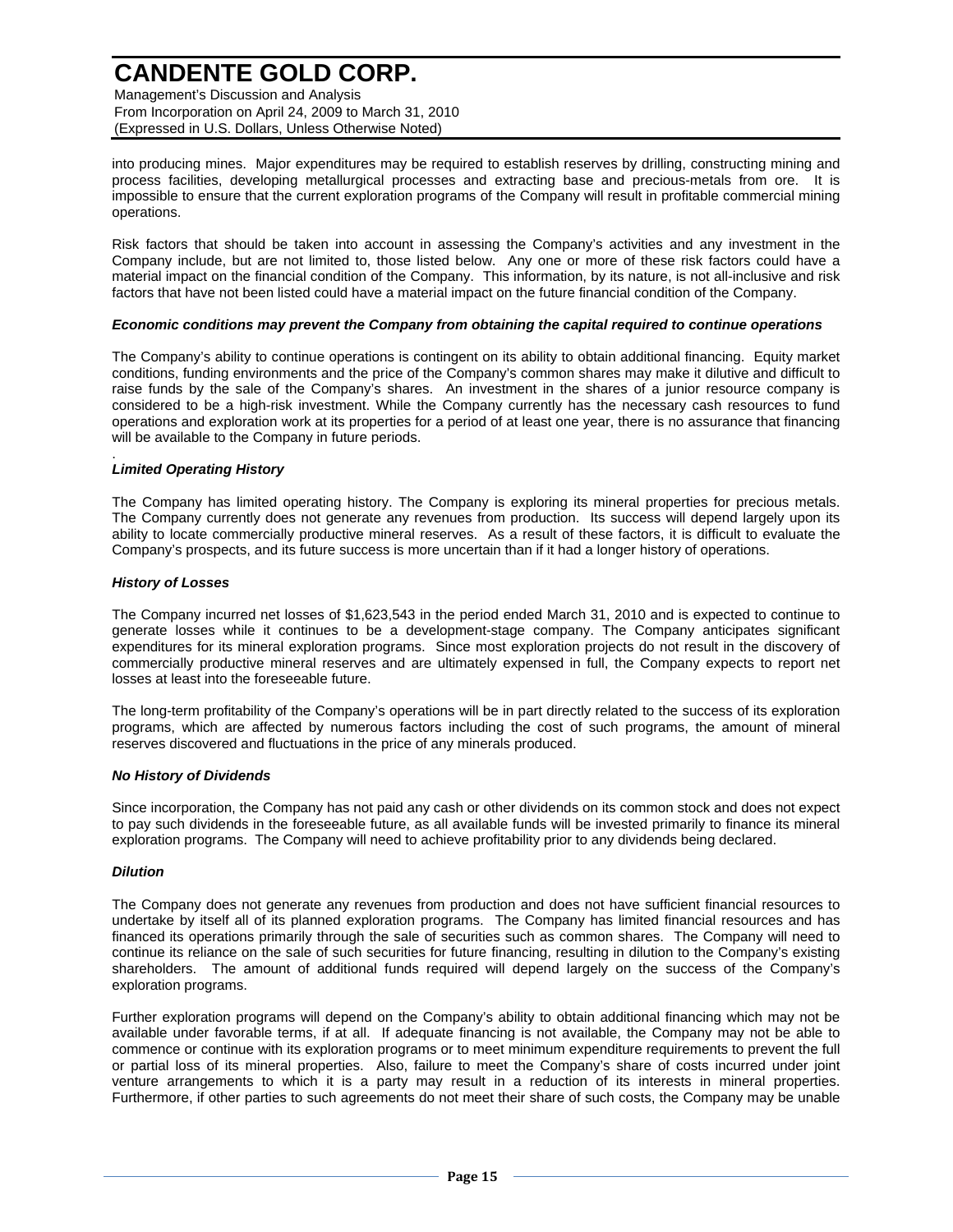into producing mines. Major expenditures may be required to establish reserves by drilling, constructing mining and process facilities, developing metallurgical processes and extracting base and precious-metals from ore. It is impossible to ensure that the current exploration programs of the Company will result in profitable commercial mining operations.

Risk factors that should be taken into account in assessing the Company's activities and any investment in the Company include, but are not limited to, those listed below. Any one or more of these risk factors could have a material impact on the financial condition of the Company. This information, by its nature, is not all-inclusive and risk factors that have not been listed could have a material impact on the future financial condition of the Company.

***Economic conditions may prevent the Company from obtaining the capital required to continue operations***

The Company's ability to continue operations is contingent on its ability to obtain additional financing. Equity market conditions, funding environments and the price of the Company's common shares may make it dilutive and difficult to raise funds by the sale of the Company's shares. An investment in the shares of a junior resource company is considered to be a high-risk investment. While the Company currently has the necessary cash resources to fund operations and exploration work at its properties for a period of at least one year, there is no assurance that financing will be available to the Company in future periods.

***Limited Operating History***

The Company has limited operating history. The Company is exploring its mineral properties for precious metals. The Company currently does not generate any revenues from production. Its success will depend largely upon its ability to locate commercially productive mineral reserves. As a result of these factors, it is difficult to evaluate the Company's prospects, and its future success is more uncertain than if it had a longer history of operations.

***History of Losses***

The Company incurred net losses of $1,623,543 in the period ended March 31, 2010 and is expected to continue to generate losses while it continues to be a development-stage company. The Company anticipates significant expenditures for its mineral exploration programs. Since most exploration projects do not result in the discovery of commercially productive mineral reserves and are ultimately expensed in full, the Company expects to report net losses at least into the foreseeable future.

The long-term profitability of the Company's operations will be in part directly related to the success of its exploration programs, which are affected by numerous factors including the cost of such programs, the amount of mineral reserves discovered and fluctuations in the price of any minerals produced.

***No History of Dividends***

Since incorporation, the Company has not paid any cash or other dividends on its common stock and does not expect to pay such dividends in the foreseeable future, as all available funds will be invested primarily to finance its mineral exploration programs. The Company will need to achieve profitability prior to any dividends being declared.

***Dilution***

The Company does not generate any revenues from production and does not have sufficient financial resources to undertake by itself all of its planned exploration programs. The Company has limited financial resources and has financed its operations primarily through the sale of securities such as common shares. The Company will need to continue its reliance on the sale of such securities for future financing, resulting in dilution to the Company's existing shareholders. The amount of additional funds required will depend largely on the success of the Company's exploration programs.

Further exploration programs will depend on the Company's ability to obtain additional financing which may not be available under favorable terms, if at all. If adequate financing is not available, the Company may not be able to commence or continue with its exploration programs or to meet minimum expenditure requirements to prevent the full or partial loss of its mineral properties. Also, failure to meet the Company's share of costs incurred under joint venture arrangements to which it is a party may result in a reduction of its interests in mineral properties. Furthermore, if other parties to such agreements do not meet their share of such costs, the Company may be unable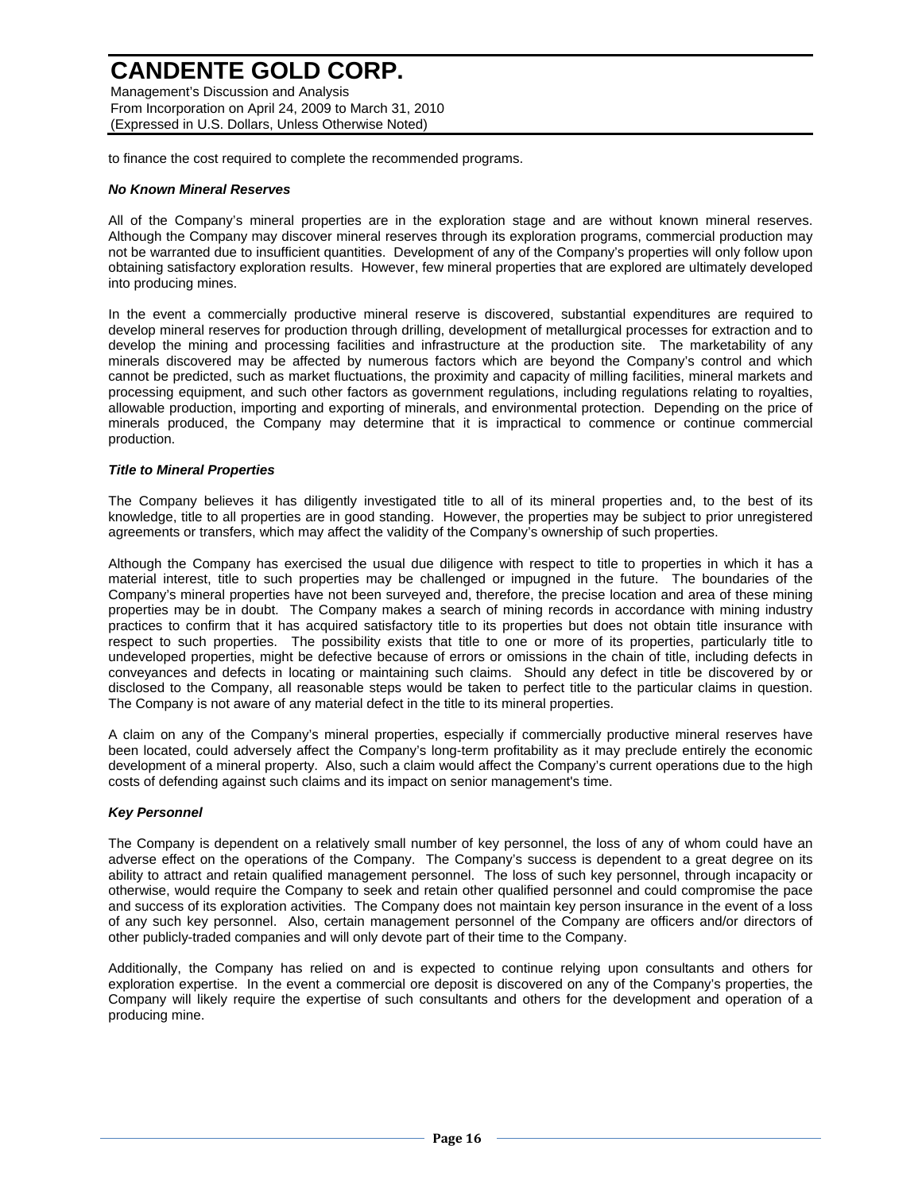to finance the cost required to complete the recommended programs.

***No Known Mineral Reserves***

All of the Company's mineral properties are in the exploration stage and are without known mineral reserves. Although the Company may discover mineral reserves through its exploration programs, commercial production may not be warranted due to insufficient quantities. Development of any of the Company's properties will only follow upon obtaining satisfactory exploration results. However, few mineral properties that are explored are ultimately developed into producing mines.

In the event a commercially productive mineral reserve is discovered, substantial expenditures are required to develop mineral reserves for production through drilling, development of metallurgical processes for extraction and to develop the mining and processing facilities and infrastructure at the production site. The marketability of any minerals discovered may be affected by numerous factors which are beyond the Company's control and which cannot be predicted, such as market fluctuations, the proximity and capacity of milling facilities, mineral markets and processing equipment, and such other factors as government regulations, including regulations relating to royalties, allowable production, importing and exporting of minerals, and environmental protection. Depending on the price of minerals produced, the Company may determine that it is impractical to commence or continue commercial production.

***Title to Mineral Properties***

The Company believes it has diligently investigated title to all of its mineral properties and, to the best of its knowledge, title to all properties are in good standing. However, the properties may be subject to prior unregistered agreements or transfers, which may affect the validity of the Company's ownership of such properties.

Although the Company has exercised the usual due diligence with respect to title to properties in which it has a material interest, title to such properties may be challenged or impugned in the future. The boundaries of the Company's mineral properties have not been surveyed and, therefore, the precise location and area of these mining properties may be in doubt. The Company makes a search of mining records in accordance with mining industry practices to confirm that it has acquired satisfactory title to its properties but does not obtain title insurance with respect to such properties. The possibility exists that title to one or more of its properties, particularly title to undeveloped properties, might be defective because of errors or omissions in the chain of title, including defects in conveyances and defects in locating or maintaining such claims. Should any defect in title be discovered by or disclosed to the Company, all reasonable steps would be taken to perfect title to the particular claims in question. The Company is not aware of any material defect in the title to its mineral properties.

A claim on any of the Company's mineral properties, especially if commercially productive mineral reserves have been located, could adversely affect the Company's long-term profitability as it may preclude entirely the economic development of a mineral property. Also, such a claim would affect the Company's current operations due to the high costs of defending against such claims and its impact on senior management's time.

***Key Personnel***

The Company is dependent on a relatively small number of key personnel, the loss of any of whom could have an adverse effect on the operations of the Company. The Company's success is dependent to a great degree on its ability to attract and retain qualified management personnel. The loss of such key personnel, through incapacity or otherwise, would require the Company to seek and retain other qualified personnel and could compromise the pace and success of its exploration activities. The Company does not maintain key person insurance in the event of a loss of any such key personnel. Also, certain management personnel of the Company are officers and/or directors of other publicly-traded companies and will only devote part of their time to the Company.

Additionally, the Company has relied on and is expected to continue relying upon consultants and others for exploration expertise. In the event a commercial ore deposit is discovered on any of the Company's properties, the Company will likely require the expertise of such consultants and others for the development and operation of a producing mine.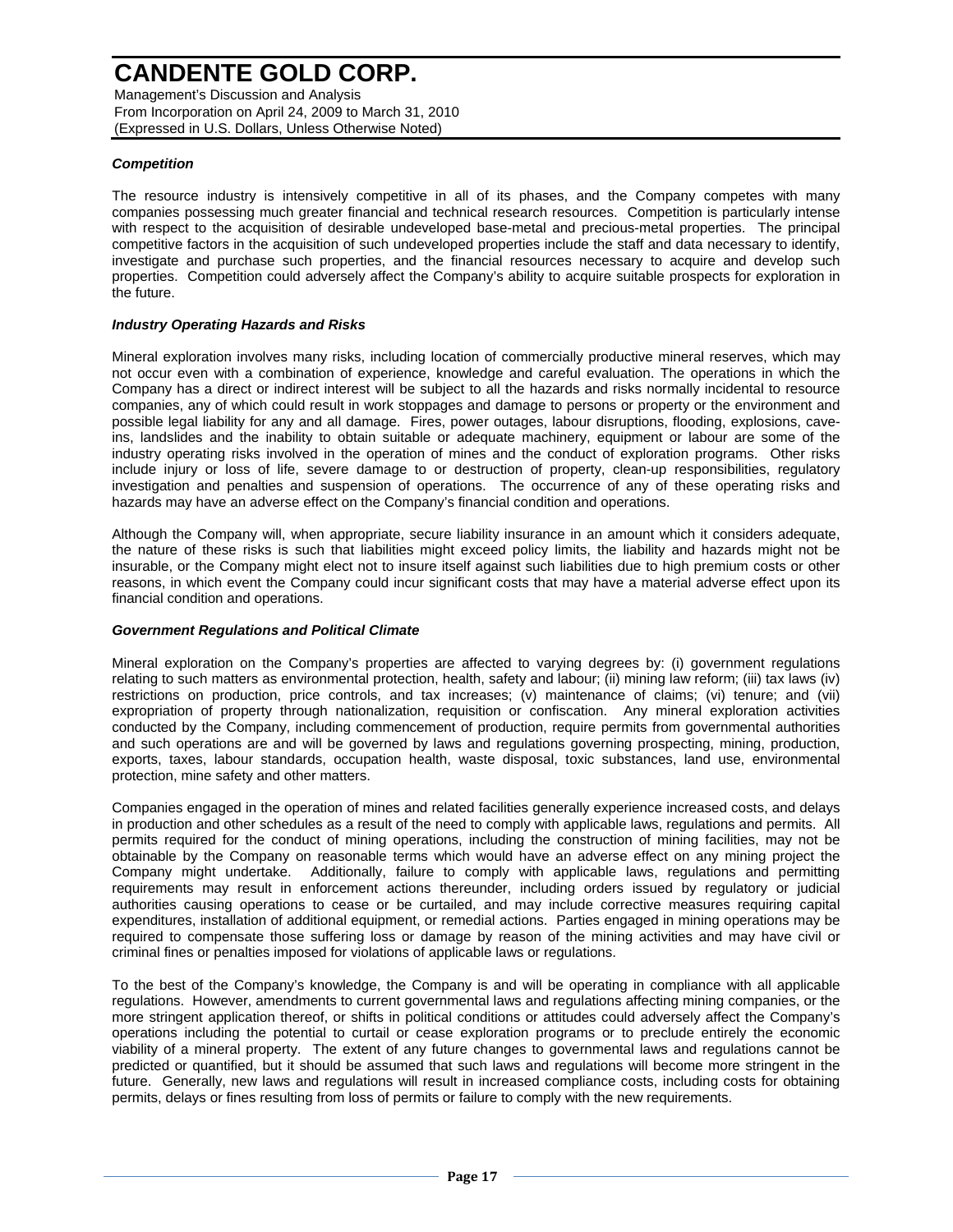### *Competition*

The resource industry is intensively competitive in all of its phases, and the Company competes with many companies possessing much greater financial and technical research resources. Competition is particularly intense with respect to the acquisition of desirable undeveloped base-metal and precious-metal properties. The principal competitive factors in the acquisition of such undeveloped properties include the staff and data necessary to identify, investigate and purchase such properties, and the financial resources necessary to acquire and develop such properties. Competition could adversely affect the Company's ability to acquire suitable prospects for exploration in the future.

### *Industry Operating Hazards and Risks*

Mineral exploration involves many risks, including location of commercially productive mineral reserves, which may not occur even with a combination of experience, knowledge and careful evaluation. The operations in which the Company has a direct or indirect interest will be subject to all the hazards and risks normally incidental to resource companies, any of which could result in work stoppages and damage to persons or property or the environment and possible legal liability for any and all damage. Fires, power outages, labour disruptions, flooding, explosions, cave-ins, landslides and the inability to obtain suitable or adequate machinery, equipment or labour are some of the industry operating risks involved in the operation of mines and the conduct of exploration programs. Other risks include injury or loss of life, severe damage to or destruction of property, clean-up responsibilities, regulatory investigation and penalties and suspension of operations. The occurrence of any of these operating risks and hazards may have an adverse effect on the Company's financial condition and operations.

Although the Company will, when appropriate, secure liability insurance in an amount which it considers adequate, the nature of these risks is such that liabilities might exceed policy limits, the liability and hazards might not be insurable, or the Company might elect not to insure itself against such liabilities due to high premium costs or other reasons, in which event the Company could incur significant costs that may have a material adverse effect upon its financial condition and operations.

### *Government Regulations and Political Climate*

Mineral exploration on the Company's properties are affected to varying degrees by: (i) government regulations relating to such matters as environmental protection, health, safety and labour; (ii) mining law reform; (iii) tax laws (iv) restrictions on production, price controls, and tax increases; (v) maintenance of claims; (vi) tenure; and (vii) expropriation of property through nationalization, requisition or confiscation. Any mineral exploration activities conducted by the Company, including commencement of production, require permits from governmental authorities and such operations are and will be governed by laws and regulations governing prospecting, mining, production, exports, taxes, labour standards, occupation health, waste disposal, toxic substances, land use, environmental protection, mine safety and other matters.

Companies engaged in the operation of mines and related facilities generally experience increased costs, and delays in production and other schedules as a result of the need to comply with applicable laws, regulations and permits. All permits required for the conduct of mining operations, including the construction of mining facilities, may not be obtainable by the Company on reasonable terms which would have an adverse effect on any mining project the Company might undertake. Additionally, failure to comply with applicable laws, regulations and permitting requirements may result in enforcement actions thereunder, including orders issued by regulatory or judicial authorities causing operations to cease or be curtailed, and may include corrective measures requiring capital expenditures, installation of additional equipment, or remedial actions. Parties engaged in mining operations may be required to compensate those suffering loss or damage by reason of the mining activities and may have civil or criminal fines or penalties imposed for violations of applicable laws or regulations.

To the best of the Company's knowledge, the Company is and will be operating in compliance with all applicable regulations. However, amendments to current governmental laws and regulations affecting mining companies, or the more stringent application thereof, or shifts in political conditions or attitudes could adversely affect the Company's operations including the potential to curtail or cease exploration programs or to preclude entirely the economic viability of a mineral property. The extent of any future changes to governmental laws and regulations cannot be predicted or quantified, but it should be assumed that such laws and regulations will become more stringent in the future. Generally, new laws and regulations will result in increased compliance costs, including costs for obtaining permits, delays or fines resulting from loss of permits or failure to comply with the new requirements.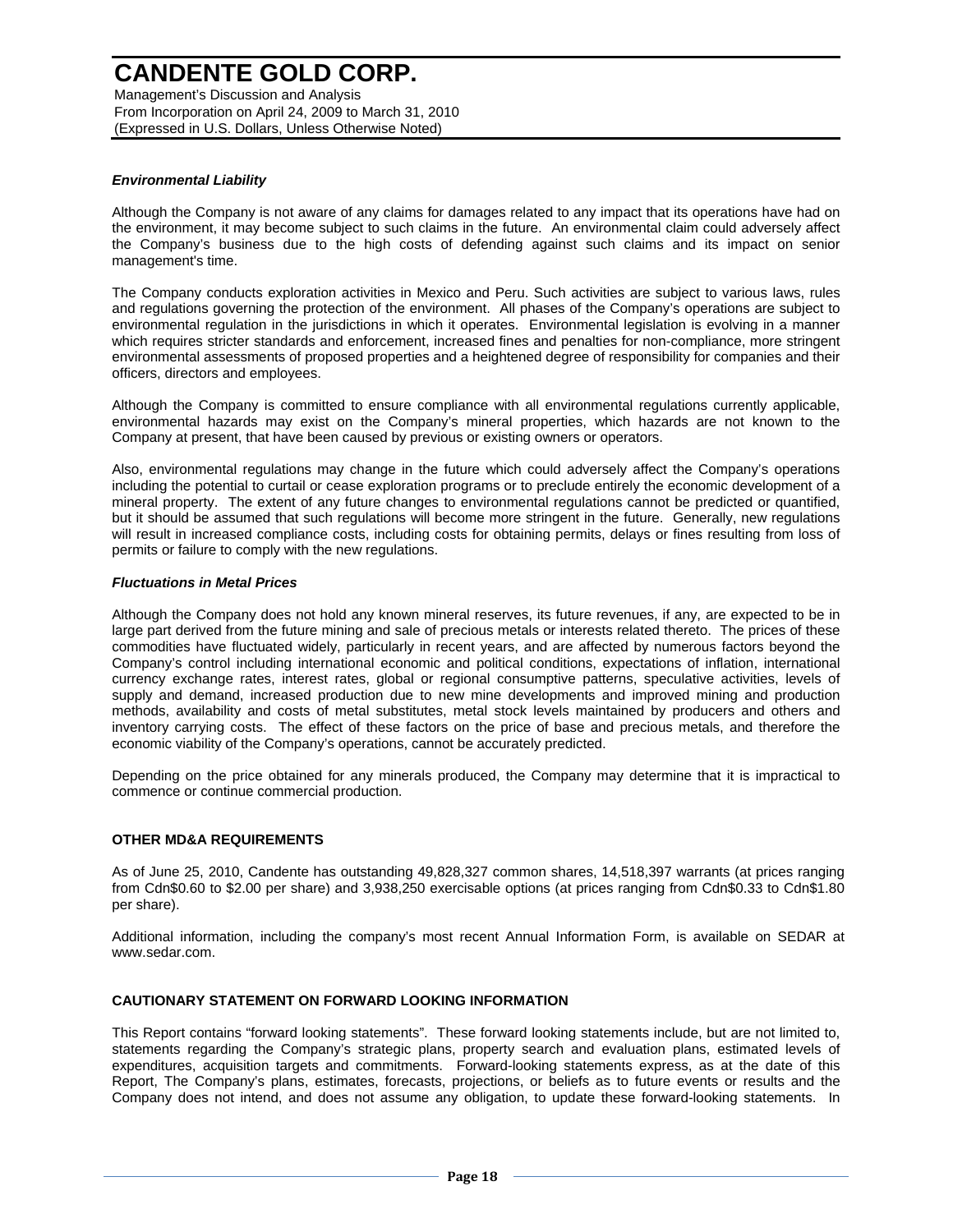### *Environmental Liability*

Although the Company is not aware of any claims for damages related to any impact that its operations have had on the environment, it may become subject to such claims in the future. An environmental claim could adversely affect the Company's business due to the high costs of defending against such claims and its impact on senior management's time.

The Company conducts exploration activities in Mexico and Peru. Such activities are subject to various laws, rules and regulations governing the protection of the environment. All phases of the Company's operations are subject to environmental regulation in the jurisdictions in which it operates. Environmental legislation is evolving in a manner which requires stricter standards and enforcement, increased fines and penalties for non-compliance, more stringent environmental assessments of proposed properties and a heightened degree of responsibility for companies and their officers, directors and employees.

Although the Company is committed to ensure compliance with all environmental regulations currently applicable, environmental hazards may exist on the Company's mineral properties, which hazards are not known to the Company at present, that have been caused by previous or existing owners or operators.

Also, environmental regulations may change in the future which could adversely affect the Company's operations including the potential to curtail or cease exploration programs or to preclude entirely the economic development of a mineral property. The extent of any future changes to environmental regulations cannot be predicted or quantified, but it should be assumed that such regulations will become more stringent in the future. Generally, new regulations will result in increased compliance costs, including costs for obtaining permits, delays or fines resulting from loss of permits or failure to comply with the new regulations.

### *Fluctuations in Metal Prices*

Although the Company does not hold any known mineral reserves, its future revenues, if any, are expected to be in large part derived from the future mining and sale of precious metals or interests related thereto. The prices of these commodities have fluctuated widely, particularly in recent years, and are affected by numerous factors beyond the Company's control including international economic and political conditions, expectations of inflation, international currency exchange rates, interest rates, global or regional consumptive patterns, speculative activities, levels of supply and demand, increased production due to new mine developments and improved mining and production methods, availability and costs of metal substitutes, metal stock levels maintained by producers and others and inventory carrying costs. The effect of these factors on the price of base and precious metals, and therefore the economic viability of the Company's operations, cannot be accurately predicted.

Depending on the price obtained for any minerals produced, the Company may determine that it is impractical to commence or continue commercial production.

## OTHER MD&A REQUIREMENTS

As of June 25, 2010, Candente has outstanding 49,828,327 common shares, 14,518,397 warrants (at prices ranging from Cdn$0.60 to $2.00 per share) and 3,938,250 exercisable options (at prices ranging from Cdn$0.33 to Cdn$1.80 per share).

Additional information, including the company's most recent Annual Information Form, is available on SEDAR at www.sedar.com.

## CAUTIONARY STATEMENT ON FORWARD LOOKING INFORMATION

This Report contains "forward looking statements". These forward looking statements include, but are not limited to, statements regarding the Company's strategic plans, property search and evaluation plans, estimated levels of expenditures, acquisition targets and commitments. Forward-looking statements express, as at the date of this Report, The Company's plans, estimates, forecasts, projections, or beliefs as to future events or results and the Company does not intend, and does not assume any obligation, to update these forward-looking statements. In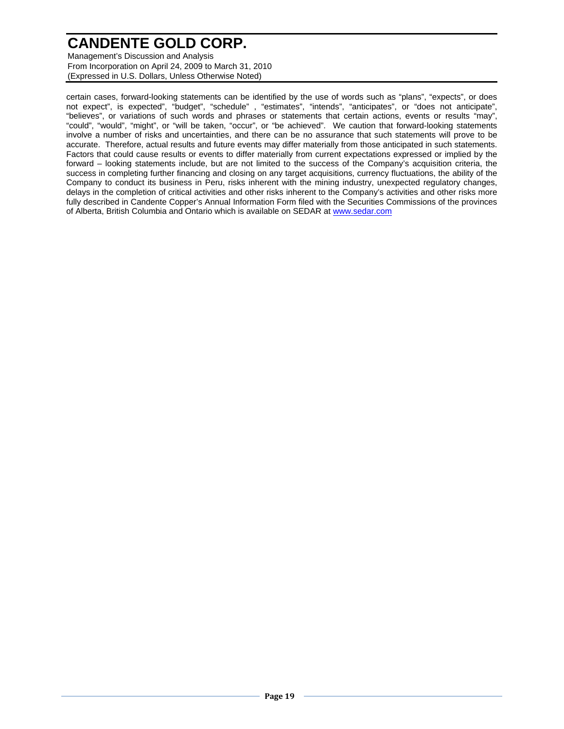certain cases, forward-looking statements can be identified by the use of words such as "plans", "expects", or does not expect", is expected", "budget", "schedule" , "estimates", "intends", "anticipates", or "does not anticipate", "believes", or variations of such words and phrases or statements that certain actions, events or results "may", "could", "would", "might", or "will be taken, "occur", or "be achieved". We caution that forward-looking statements involve a number of risks and uncertainties, and there can be no assurance that such statements will prove to be accurate. Therefore, actual results and future events may differ materially from those anticipated in such statements. Factors that could cause results or events to differ materially from current expectations expressed or implied by the forward – looking statements include, but are not limited to the success of the Company's acquisition criteria, the success in completing further financing and closing on any target acquisitions, currency fluctuations, the ability of the Company to conduct its business in Peru, risks inherent with the mining industry, unexpected regulatory changes, delays in the completion of critical activities and other risks inherent to the Company's activities and other risks more fully described in Candente Copper's Annual Information Form filed with the Securities Commissions of the provinces of Alberta, British Columbia and Ontario which is available on SEDAR at www.sedar.com